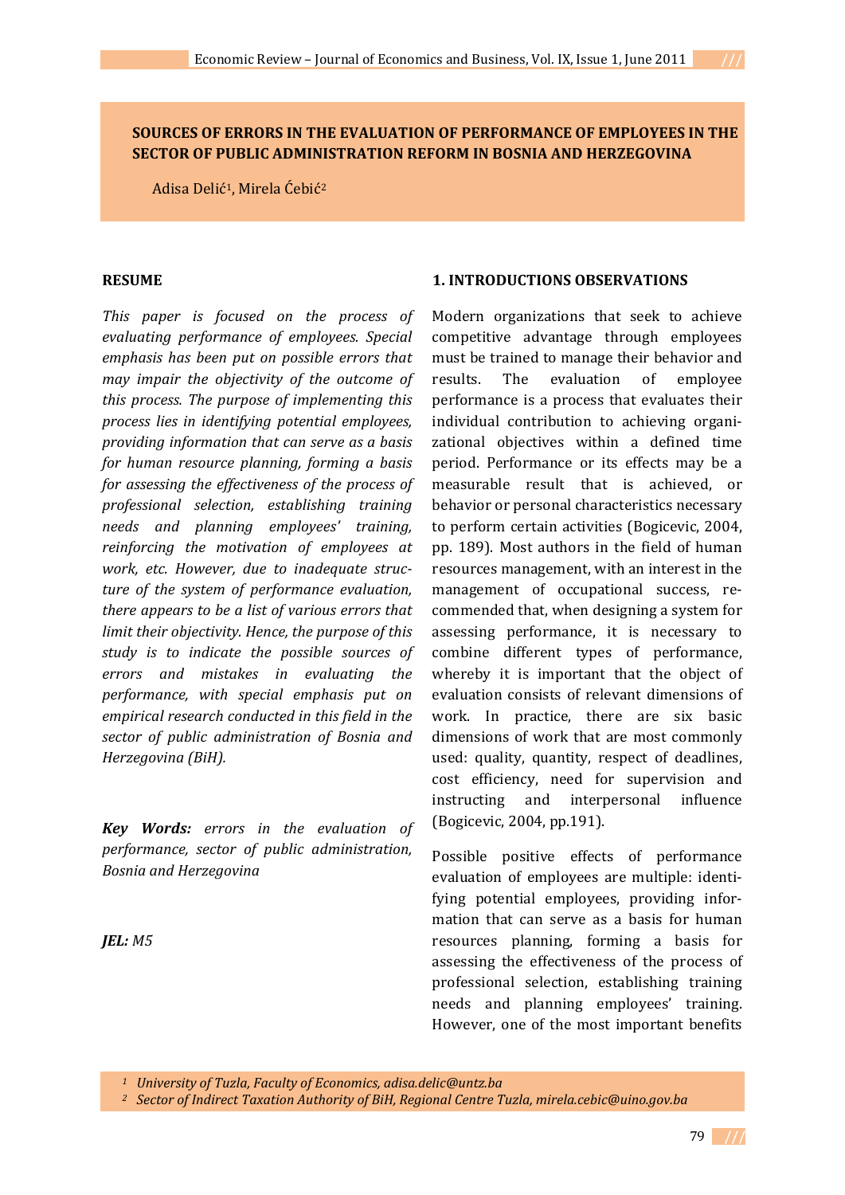# SOURCES OF ERRORS IN THE EVALUATION OF PERFORMANCE OF EMPLOYEES IN THE SECTOR OF PUBLIC ADMINISTRATION REFORM IN BOSNIA AND HERZEGOVINA

Adisa Delić[1], Mirela Ćebić[2]

## RESUME

*This paper is focused on the process of evaluating performance of employees. Special emphasis has been put on possible errors that may impair the objectivity of the outcome of this process. The purpose of implementing this process lies in identifying potential employees, providing information that can serve as a basis for human resource planning, forming a basis for assessing the effectiveness of the process of professional selection, establishing training needs and planning employees' training, reinforcing the motivation of employees at work, etc. However, due to inadequate structure of the system of performance evaluation, there appears to be a list of various errors that limit their objectivity. Hence, the purpose of this study is to indicate the possible sources of errors and mistakes in evaluating the performance, with special emphasis put on empirical research conducted in this field in the sector of public administration of Bosnia and Herzegovina (BiH).*

***Key Words:*** *errors in the evaluation of performance, sector of public administration, Bosnia and Herzegovina*

***JEL:*** *M5*

## 1. INTRODUCTIONS OBSERVATIONS

Modern organizations that seek to achieve competitive advantage through employees must be trained to manage their behavior and results. The evaluation of employee performance is a process that evaluates their individual contribution to achieving organizational objectives within a defined time period. Performance or its effects may be a measurable result that is achieved, or behavior or personal characteristics necessary to perform certain activities (Bogicevic, 2004, pp. 189). Most authors in the field of human resources management, with an interest in the management of occupational success, recommended that, when designing a system for assessing performance, it is necessary to combine different types of performance, whereby it is important that the object of evaluation consists of relevant dimensions of work. In practice, there are six basic dimensions of work that are most commonly used: quality, quantity, respect of deadlines, cost efficiency, need for supervision and instructing and interpersonal influence (Bogicevic, 2004, pp.191).

Possible positive effects of performance evaluation of employees are multiple: identifying potential employees, providing information that can serve as a basis for human resources planning, forming a basis for assessing the effectiveness of the process of professional selection, establishing training needs and planning employees' training. However, one of the most important benefits

[1] *University of Tuzla, Faculty of Economics, adisa.delic@untz.ba*

[2] *Sector of Indirect Taxation Authority of BiH, Regional Centre Tuzla, mirela.cebic@uino.gov.ba*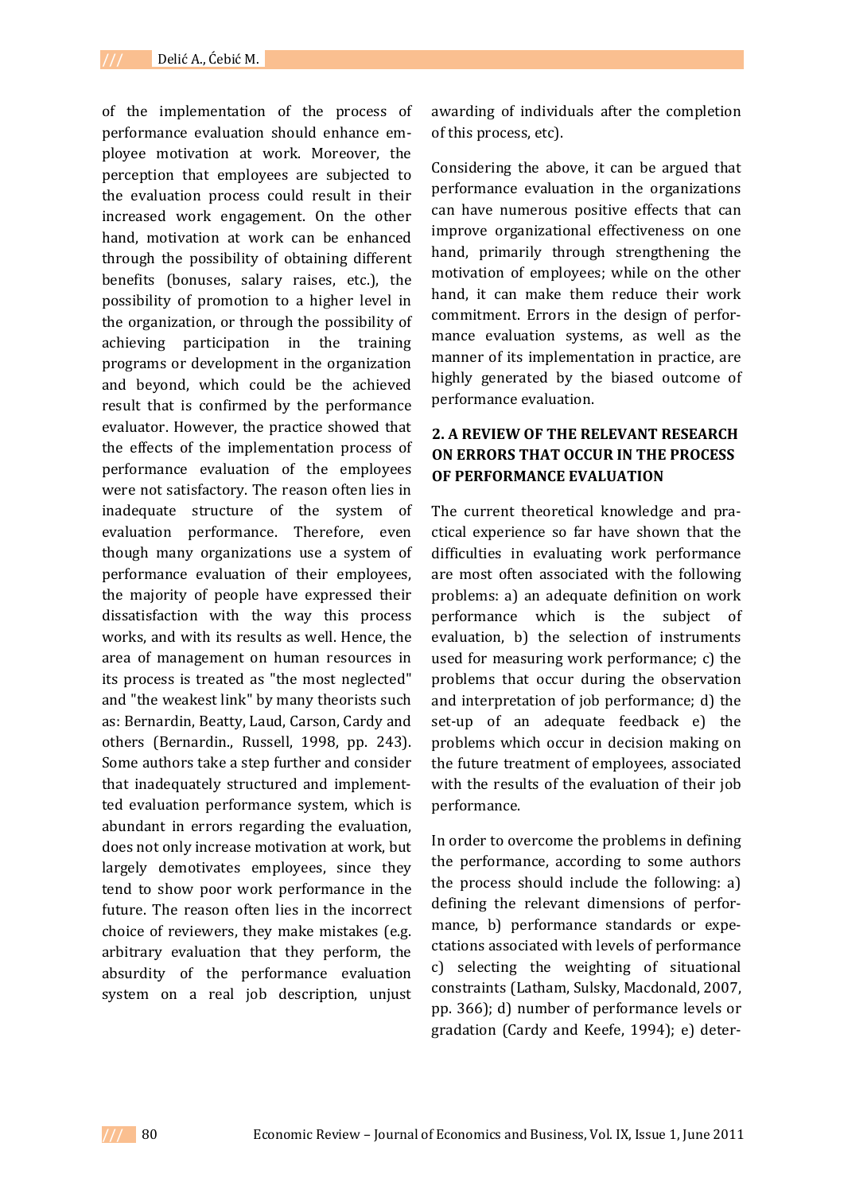of the implementation of the process of performance evaluation should enhance employee motivation at work. Moreover, the perception that employees are subjected to the evaluation process could result in their increased work engagement. On the other hand, motivation at work can be enhanced through the possibility of obtaining different benefits (bonuses, salary raises, etc.), the possibility of promotion to a higher level in the organization, or through the possibility of achieving participation in the training programs or development in the organization and beyond, which could be the achieved result that is confirmed by the performance evaluator. However, the practice showed that the effects of the implementation process of performance evaluation of the employees were not satisfactory. The reason often lies in inadequate structure of the system of evaluation performance. Therefore, even though many organizations use a system of performance evaluation of their employees, the majority of people have expressed their dissatisfaction with the way this process works, and with its results as well. Hence, the area of management on human resources in its process is treated as "the most neglected" and "the weakest link" by many theorists such as: Bernardin, Beatty, Laud, Carson, Cardy and others (Bernardin., Russell, 1998, pp. 243). Some authors take a step further and consider that inadequately structured and implementted evaluation performance system, which is abundant in errors regarding the evaluation, does not only increase motivation at work, but largely demotivates employees, since they tend to show poor work performance in the future. The reason often lies in the incorrect choice of reviewers, they make mistakes (e.g. arbitrary evaluation that they perform, the absurdity of the performance evaluation system on a real job description, unjust awarding of individuals after the completion of this process, etc).

Considering the above, it can be argued that performance evaluation in the organizations can have numerous positive effects that can improve organizational effectiveness on one hand, primarily through strengthening the motivation of employees; while on the other hand, it can make them reduce their work commitment. Errors in the design of performance evaluation systems, as well as the manner of its implementation in practice, are highly generated by the biased outcome of performance evaluation.

## 2. A REVIEW OF THE RELEVANT RESEARCH ON ERRORS THAT OCCUR IN THE PROCESS OF PERFORMANCE EVALUATION

The current theoretical knowledge and practical experience so far have shown that the difficulties in evaluating work performance are most often associated with the following problems: a) an adequate definition on work performance which is the subject of evaluation, b) the selection of instruments used for measuring work performance; c) the problems that occur during the observation and interpretation of job performance; d) the set-up of an adequate feedback e) the problems which occur in decision making on the future treatment of employees, associated with the results of the evaluation of their job performance.

In order to overcome the problems in defining the performance, according to some authors the process should include the following: a) defining the relevant dimensions of performance, b) performance standards or expectations associated with levels of performance c) selecting the weighting of situational constraints (Latham, Sulsky, Macdonald, 2007, pp. 366); d) number of performance levels or gradation (Cardy and Keefe, 1994); e) deter-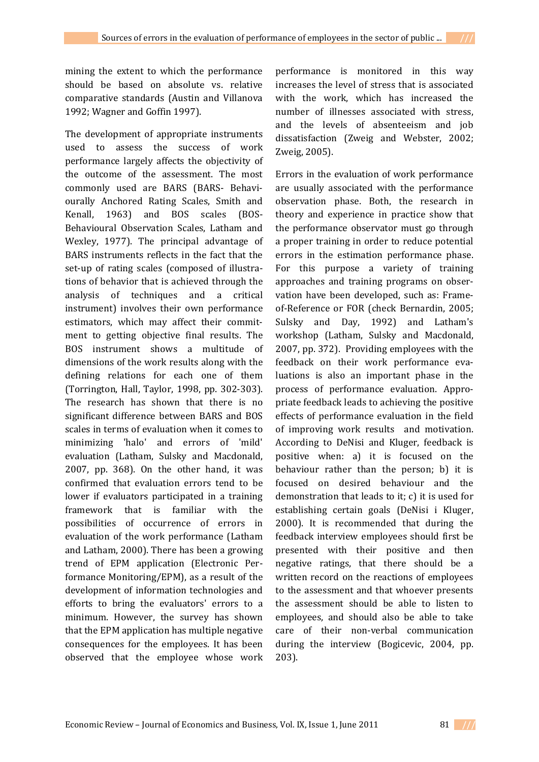mining the extent to which the performance should be based on absolute vs. relative comparative standards (Austin and Villanova 1992; Wagner and Goffin 1997).

The development of appropriate instruments used to assess the success of work performance largely affects the objectivity of the outcome of the assessment. The most commonly used are BARS (BARS- Behaviourally Anchored Rating Scales, Smith and Kenall, 1963) and BOS scales (BOS-Behavioural Observation Scales, Latham and Wexley, 1977). The principal advantage of BARS instruments reflects in the fact that the set-up of rating scales (composed of illustrations of behavior that is achieved through the analysis of techniques and a critical instrument) involves their own performance estimators, which may affect their commitment to getting objective final results. The BOS instrument shows a multitude of dimensions of the work results along with the defining relations for each one of them (Torrington, Hall, Taylor, 1998, pp. 302-303). The research has shown that there is no significant difference between BARS and BOS scales in terms of evaluation when it comes to minimizing 'halo' and errors of 'mild' evaluation (Latham, Sulsky and Macdonald, 2007, pp. 368). On the other hand, it was confirmed that evaluation errors tend to be lower if evaluators participated in a training framework that is familiar with the possibilities of occurrence of errors in evaluation of the work performance (Latham and Latham, 2000). There has been a growing trend of EPM application (Electronic Performance Monitoring/EPM), as a result of the development of information technologies and efforts to bring the evaluators' errors to a minimum. However, the survey has shown that the EPM application has multiple negative consequences for the employees. It has been observed that the employee whose work performance is monitored in this way increases the level of stress that is associated with the work, which has increased the number of illnesses associated with stress, and the levels of absenteeism and job dissatisfaction (Zweig and Webster, 2002; Zweig, 2005).

Errors in the evaluation of work performance are usually associated with the performance observation phase. Both, the research in theory and experience in practice show that the performance observer must go through a proper training in order to reduce potential errors in the estimation performance phase. For this purpose a variety of training approaches and training programs on observation have been developed, such as: Frame-of-Reference or FOR (check Bernardin, 2005; Sulsky and Day, 1992) and Latham's workshop (Latham, Sulsky and Macdonald, 2007, pp. 372). Providing employees with the feedback on their work performance evaluations is also an important phase in the process of performance evaluation. Appropriate feedback leads to achieving the positive effects of performance evaluation in the field of improving work results and motivation. According to DeNisi and Kluger, feedback is positive when: a) it is focused on the behaviour rather than the person; b) it is focused on desired behaviour and the demonstration that leads to it; c) it is used for establishing certain goals (DeNisi i Kluger, 2000). It is recommended that during the feedback interview employees should first be presented with their positive and then negative ratings, that there should be a written record on the reactions of employees to the assessment and that whoever presents the assessment should be able to listen to employees, and should also be able to take care of their non-verbal communication during the interview (Bogicevic, 2004, pp. 203).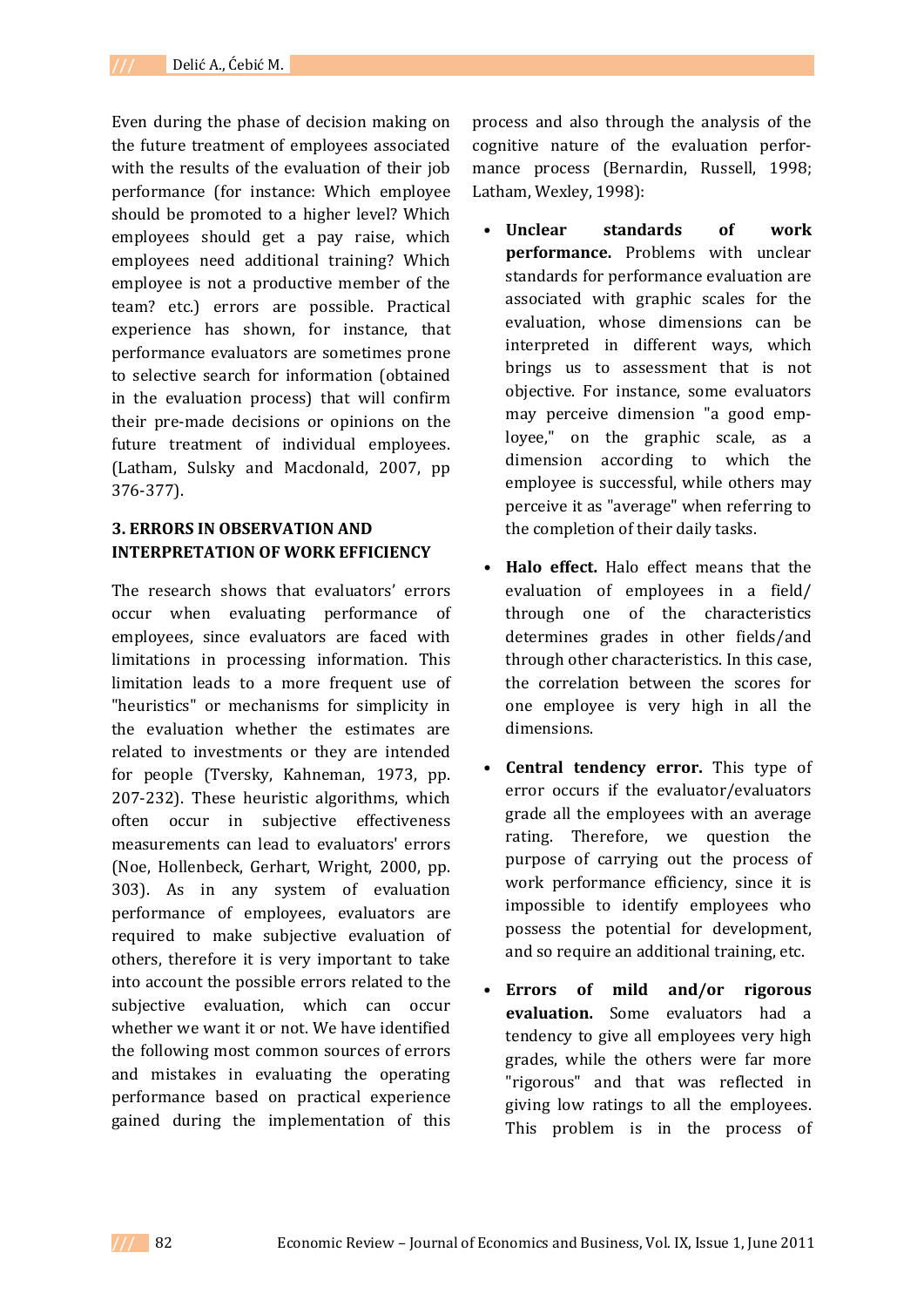Even during the phase of decision making on the future treatment of employees associated with the results of the evaluation of their job performance (for instance: Which employee should be promoted to a higher level? Which employees should get a pay raise, which employees need additional training? Which employee is not a productive member of the team? etc.) errors are possible. Practical experience has shown, for instance, that performance evaluators are sometimes prone to selective search for information (obtained in the evaluation process) that will confirm their pre-made decisions or opinions on the future treatment of individual employees. (Latham, Sulsky and Macdonald, 2007, pp 376-377).

## 3. ERRORS IN OBSERVATION AND INTERPRETATION OF WORK EFFICIENCY

The research shows that evaluators' errors occur when evaluating performance of employees, since evaluators are faced with limitations in processing information. This limitation leads to a more frequent use of "heuristics" or mechanisms for simplicity in the evaluation whether the estimates are related to investments or they are intended for people (Tversky, Kahneman, 1973, pp. 207-232). These heuristic algorithms, which often occur in subjective effectiveness measurements can lead to evaluators' errors (Noe, Hollenbeck, Gerhart, Wright, 2000, pp. 303). As in any system of evaluation performance of employees, evaluators are required to make subjective evaluation of others, therefore it is very important to take into account the possible errors related to the subjective evaluation, which can occur whether we want it or not. We have identified the following most common sources of errors and mistakes in evaluating the operating performance based on practical experience gained during the implementation of this process and also through the analysis of the cognitive nature of the evaluation performance process (Bernardin, Russell, 1998; Latham, Wexley, 1998):

- **Unclear standards of work performance.** Problems with unclear standards for performance evaluation are associated with graphic scales for the evaluation, whose dimensions can be interpreted in different ways, which brings us to assessment that is not objective. For instance, some evaluators may perceive dimension "a good employee," on the graphic scale, as a dimension according to which the employee is successful, while others may perceive it as "average" when referring to the completion of their daily tasks.

- **Halo effect.** Halo effect means that the evaluation of employees in a field/ through one of the characteristics determines grades in other fields/and through other characteristics. In this case, the correlation between the scores for one employee is very high in all the dimensions.

- **Central tendency error.** This type of error occurs if the evaluator/evaluators grade all the employees with an average rating. Therefore, we question the purpose of carrying out the process of work performance efficiency, since it is impossible to identify employees who possess the potential for development, and so require an additional training, etc.

- **Errors of mild and/or rigorous evaluation.** Some evaluators had a tendency to give all employees very high grades, while the others were far more "rigorous" and that was reflected in giving low ratings to all the employees. This problem is in the process of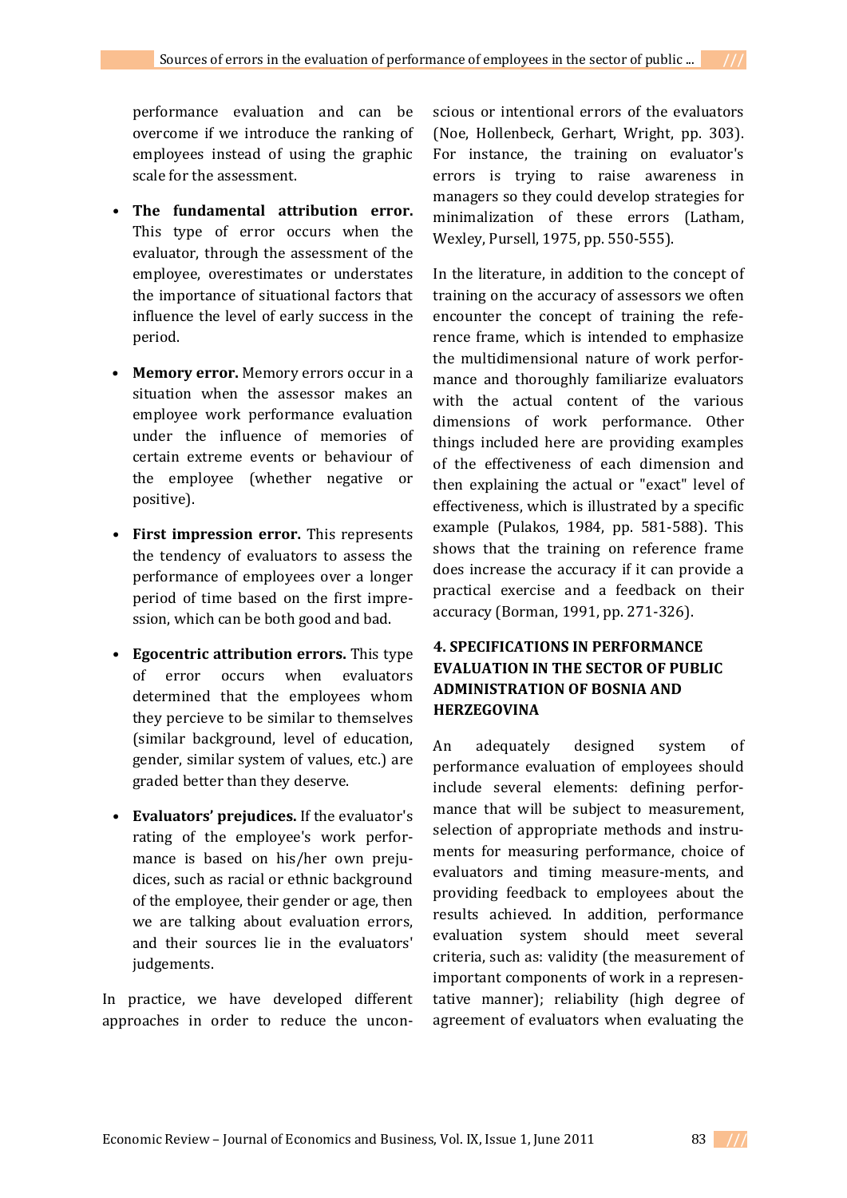performance evaluation and can be overcome if we introduce the ranking of employees instead of using the graphic scale for the assessment.

- **The fundamental attribution error.** This type of error occurs when the evaluator, through the assessment of the employee, overestimates or understates the importance of situational factors that influence the level of early success in the period.
- **Memory error.** Memory errors occur in a situation when the assessor makes an employee work performance evaluation under the influence of memories of certain extreme events or behaviour of the employee (whether negative or positive).
- **First impression error.** This represents the tendency of evaluators to assess the performance of employees over a longer period of time based on the first impression, which can be both good and bad.
- **Egocentric attribution errors.** This type of error occurs when evaluators determined that the employees whom they percieve to be similar to themselves (similar background, level of education, gender, similar system of values, etc.) are graded better than they deserve.
- **Evaluators' prejudices.** If the evaluator's rating of the employee's work performance is based on his/her own prejudices, such as racial or ethnic background of the employee, their gender or age, then we are talking about evaluation errors, and their sources lie in the evaluators' judgements.

In practice, we have developed different approaches in order to reduce the unconscious or intentional errors of the evaluators (Noe, Hollenbeck, Gerhart, Wright, pp. 303). For instance, the training on evaluator's errors is trying to raise awareness in managers so they could develop strategies for minimalization of these errors (Latham, Wexley, Pursell, 1975, pp. 550-555).

In the literature, in addition to the concept of training on the accuracy of assessors we often encounter the concept of training the reference frame, which is intended to emphasize the multidimensional nature of work performance and thoroughly familiarize evaluators with the actual content of the various dimensions of work performance. Other things included here are providing examples of the effectiveness of each dimension and then explaining the actual or "exact" level of effectiveness, which is illustrated by a specific example (Pulakos, 1984, pp. 581-588). This shows that the training on reference frame does increase the accuracy if it can provide a practical exercise and a feedback on their accuracy (Borman, 1991, pp. 271-326).

## 4. SPECIFICATIONS IN PERFORMANCE EVALUATION IN THE SECTOR OF PUBLIC ADMINISTRATION OF BOSNIA AND HERZEGOVINA

An adequately designed system of performance evaluation of employees should include several elements: defining performance that will be subject to measurement, selection of appropriate methods and instruments for measuring performance, choice of evaluators and timing measure-ments, and providing feedback to employees about the results achieved. In addition, performance evaluation system should meet several criteria, such as: validity (the measurement of important components of work in a representative manner); reliability (high degree of agreement of evaluators when evaluating the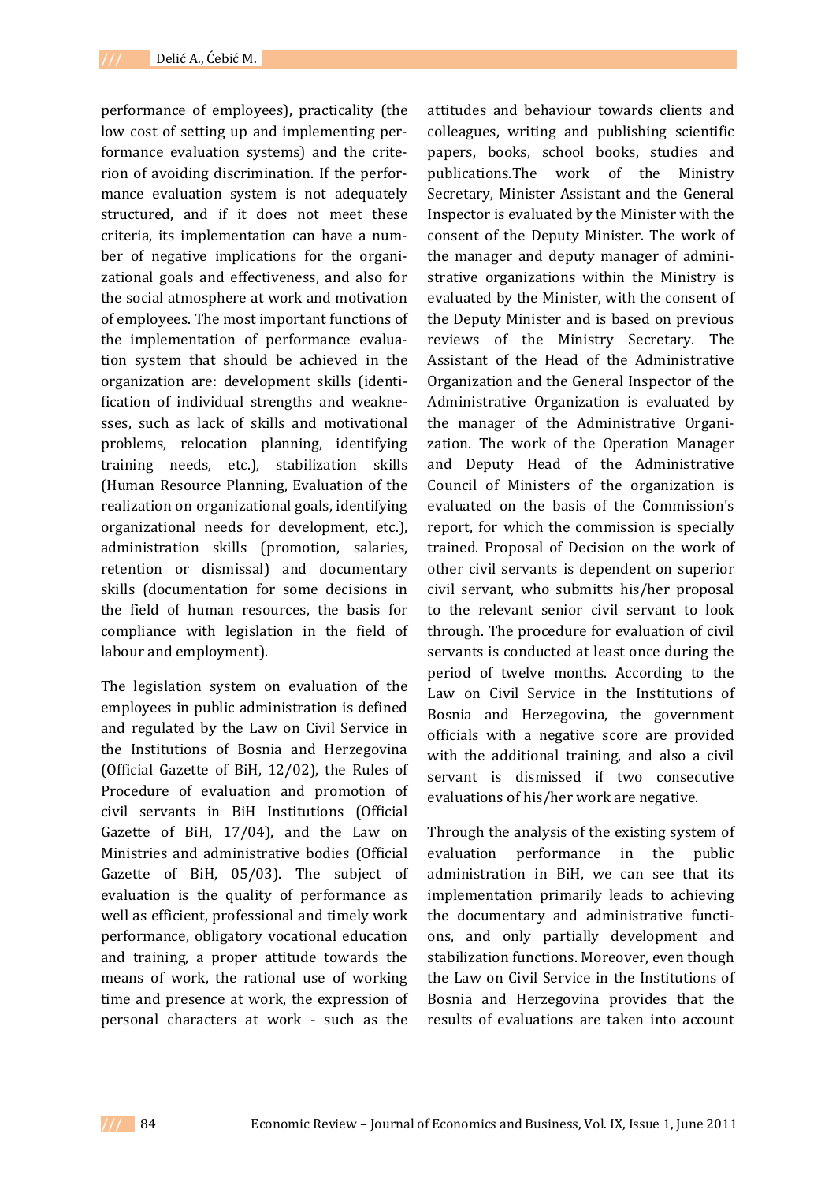performance of employees), practicality (the low cost of setting up and implementing performance evaluation systems) and the criterion of avoiding discrimination. If the performance evaluation system is not adequately structured, and if it does not meet these criteria, its implementation can have a number of negative implications for the organizational goals and effectiveness, and also for the social atmosphere at work and motivation of employees. The most important functions of the implementation of performance evaluation system that should be achieved in the organization are: development skills (identification of individual strengths and weaknesses, such as lack of skills and motivational problems, relocation planning, identifying training needs, etc.), stabilization skills (Human Resource Planning, Evaluation of the realization on organizational goals, identifying organizational needs for development, etc.), administration skills (promotion, salaries, retention or dismissal) and documentary skills (documentation for some decisions in the field of human resources, the basis for compliance with legislation in the field of labour and employment).

The legislation system on evaluation of the employees in public administration is defined and regulated by the Law on Civil Service in the Institutions of Bosnia and Herzegovina (Official Gazette of BiH, 12/02), the Rules of Procedure of evaluation and promotion of civil servants in BiH Institutions (Official Gazette of BiH, 17/04), and the Law on Ministries and administrative bodies (Official Gazette of BiH, 05/03). The subject of evaluation is the quality of performance as well as efficient, professional and timely work performance, obligatory vocational education and training, a proper attitude towards the means of work, the rational use of working time and presence at work, the expression of personal characters at work - such as the attitudes and behaviour towards clients and colleagues, writing and publishing scientific papers, books, school books, studies and publications.The work of the Ministry Secretary, Minister Assistant and the General Inspector is evaluated by the Minister with the consent of the Deputy Minister. The work of the manager and deputy manager of administrative organizations within the Ministry is evaluated by the Minister, with the consent of the Deputy Minister and is based on previous reviews of the Ministry Secretary. The Assistant of the Head of the Administrative Organization and the General Inspector of the Administrative Organization is evaluated by the manager of the Administrative Organization. The work of the Operation Manager and Deputy Head of the Administrative Council of Ministers of the organization is evaluated on the basis of the Commission's report, for which the commission is specially trained. Proposal of Decision on the work of other civil servants is dependent on superior civil servant, who submitts his/her proposal to the relevant senior civil servant to look through. The procedure for evaluation of civil servants is conducted at least once during the period of twelve months. According to the Law on Civil Service in the Institutions of Bosnia and Herzegovina, the government officials with a negative score are provided with the additional training, and also a civil servant is dismissed if two consecutive evaluations of his/her work are negative.

Through the analysis of the existing system of evaluation performance in the public administration in BiH, we can see that its implementation primarily leads to achieving the documentary and administrative functions, and only partially development and stabilization functions. Moreover, even though the Law on Civil Service in the Institutions of Bosnia and Herzegovina provides that the results of evaluations are taken into account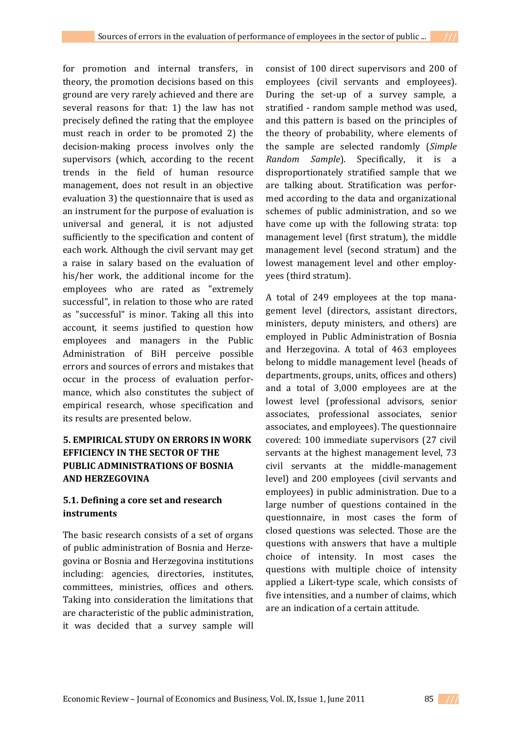for promotion and internal transfers, in theory, the promotion decisions based on this ground are very rarely achieved and there are several reasons for that: 1) the law has not precisely defined the rating that the employee must reach in order to be promoted 2) the decision-making process involves only the supervisors (which, according to the recent trends in the field of human resource management, does not result in an objective evaluation 3) the questionnaire that is used as an instrument for the purpose of evaluation is universal and general, it is not adjusted sufficiently to the specification and content of each work. Although the civil servant may get a raise in salary based on the evaluation of his/her work, the additional income for the employees who are rated as "extremely successful", in relation to those who are rated as "successful" is minor. Taking all this into account, it seems justified to question how employees and managers in the Public Administration of BiH perceive possible errors and sources of errors and mistakes that occur in the process of evaluation performance, which also constitutes the subject of empirical research, whose specification and its results are presented below.

## 5. EMPIRICAL STUDY ON ERRORS IN WORK EFFICIENCY IN THE SECTOR OF THE PUBLIC ADMINISTRATIONS OF BOSNIA AND HERZEGOVINA

### 5.1. Defining a core set and research instruments

The basic research consists of a set of organs of public administration of Bosnia and Herzegovina or Bosnia and Herzegovina institutions including: agencies, directories, institutes, committees, ministries, offices and others. Taking into consideration the limitations that are characteristic of the public administration, it was decided that a survey sample will consist of 100 direct supervisors and 200 of employees (civil servants and employees). During the set-up of a survey sample, a stratified - random sample method was used, and this pattern is based on the principles of the theory of probability, where elements of the sample are selected randomly (*Simple Random Sample*). Specifically, it is a disproportionately stratified sample that we are talking about. Stratification was performed according to the data and organizational schemes of public administration, and so we have come up with the following strata: top management level (first stratum), the middle management level (second stratum) and the lowest management level and other employees (third stratum).

A total of 249 employees at the top management level (directors, assistant directors, ministers, deputy ministers, and others) are employed in Public Administration of Bosnia and Herzegovina. A total of 463 employees belong to middle management level (heads of departments, groups, units, offices and others) and a total of 3,000 employees are at the lowest level (professional advisors, senior associates, professional associates, senior associates, and employees). The questionnaire covered: 100 immediate supervisors (27 civil servants at the highest management level, 73 civil servants at the middle-management level) and 200 employees (civil servants and employees) in public administration. Due to a large number of questions contained in the questionnaire, in most cases the form of closed questions was selected. Those are the questions with answers that have a multiple choice of intensity. In most cases the questions with multiple choice of intensity applied a Likert-type scale, which consists of five intensities, and a number of claims, which are an indication of a certain attitude.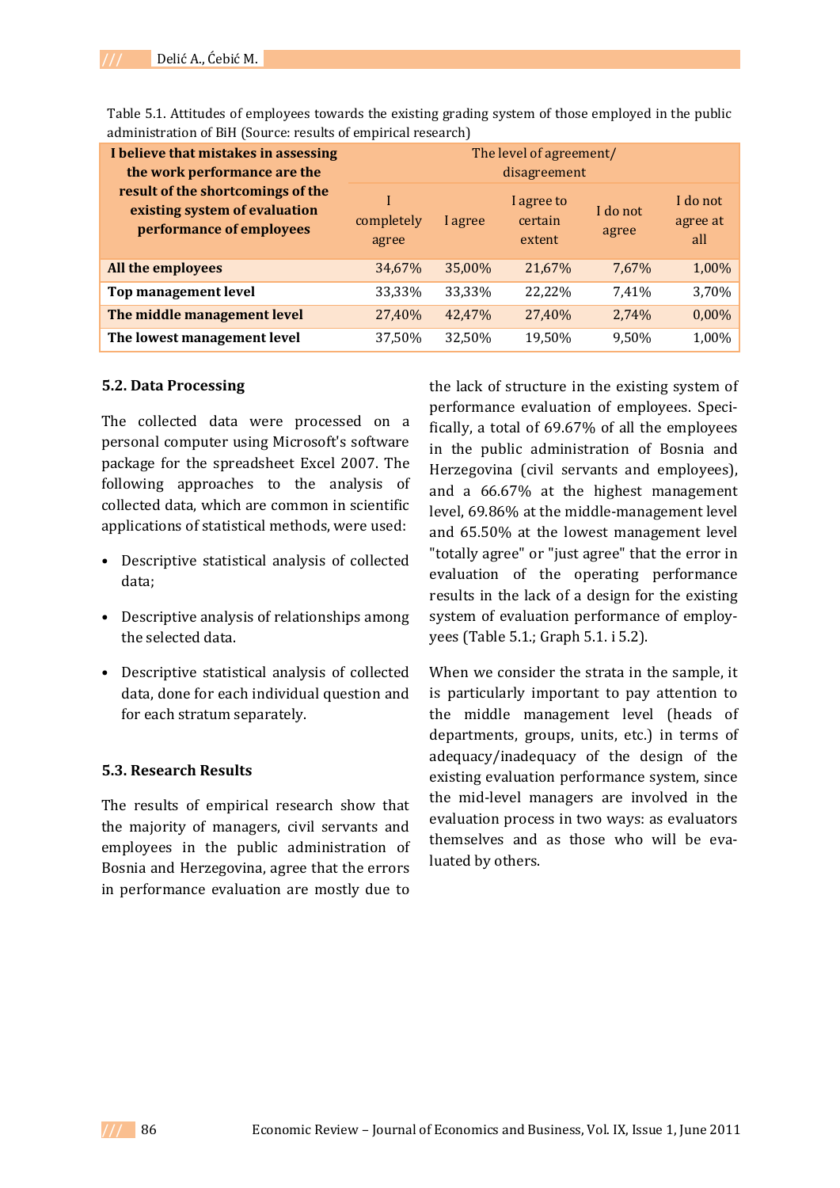Table 5.1. Attitudes of employees towards the existing grading system of those employed in the public administration of BiH (Source: results of empirical research)

| **I believe that mistakes in assessing the work performance are the result of the shortcomings of the existing system of evaluation performance of employees** | The level of agreement/ disagreement | | | | |
|---|---|---|---|---|---|
| | I completely agree | I agree | I agree to certain extent | I do not agree | I do not agree at all |
| **All the employees** | 34,67% | 35,00% | 21,67% | 7,67% | 1,00% |
| **Top management level** | 33,33% | 33,33% | 22,22% | 7,41% | 3,70% |
| **The middle management level** | 27,40% | 42,47% | 27,40% | 2,74% | 0,00% |
| **The lowest management level** | 37,50% | 32,50% | 19,50% | 9,50% | 1,00% |

### 5.2. Data Processing

The collected data were processed on a personal computer using Microsoft's software package for the spreadsheet Excel 2007. The following approaches to the analysis of collected data, which are common in scientific applications of statistical methods, were used:

- Descriptive statistical analysis of collected data;
- Descriptive analysis of relationships among the selected data.
- Descriptive statistical analysis of collected data, done for each individual question and for each stratum separately.

### 5.3. Research Results

The results of empirical research show that the majority of managers, civil servants and employees in the public administration of Bosnia and Herzegovina, agree that the errors in performance evaluation are mostly due to the lack of structure in the existing system of performance evaluation of employees. Specifically, a total of 69.67% of all the employees in the public administration of Bosnia and Herzegovina (civil servants and employees), and a 66.67% at the highest management level, 69.86% at the middle-management level and 65.50% at the lowest management level "totally agree" or "just agree" that the error in evaluation of the operating performance results in the lack of a design for the existing system of evaluation performance of employees (Table 5.1.; Graph 5.1. i 5.2).

When we consider the strata in the sample, it is particularly important to pay attention to the middle management level (heads of departments, groups, units, etc.) in terms of adequacy/inadequacy of the design of the existing evaluation performance system, since the mid-level managers are involved in the evaluation process in two ways: as evaluators themselves and as those who will be evaluated by others.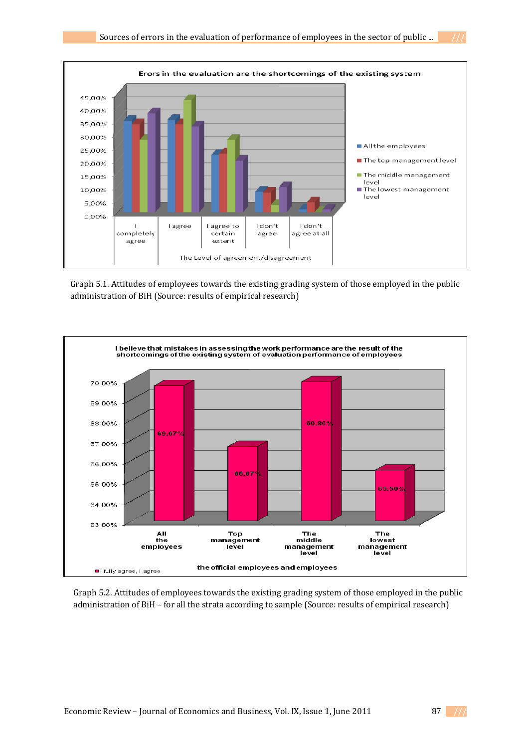Graph 5.1. Attitudes of employees towards the existing grading system of those employed in the public administration of BiH (Source: results of empirical research)

Graph 5.2. Attitudes of employees towards the existing grading system of those employed in the public administration of BiH – for all the strata according to sample (Source: results of empirical research)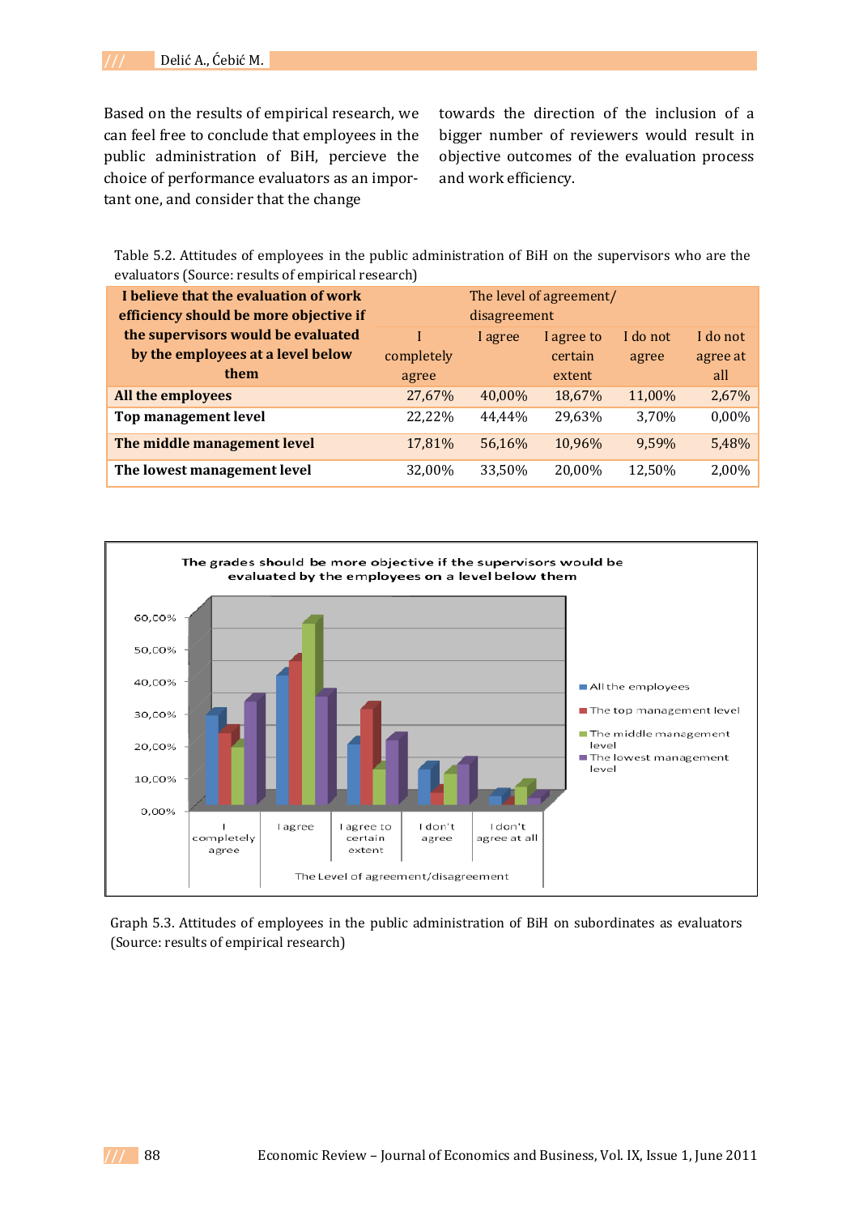Based on the results of empirical research, we can feel free to conclude that employees in the public administration of BiH, percieve the choice of performance evaluators as an important one, and consider that the change towards the direction of the inclusion of a bigger number of reviewers would result in objective outcomes of the evaluation process and work efficiency.

Table 5.2. Attitudes of employees in the public administration of BiH on the supervisors who are the evaluators (Source: results of empirical research)

| **I believe that the evaluation of work efficiency should be more objective if the supervisors would be evaluated by the employees at a level below them** | The level of agreement/ disagreement | | | | |
|---|---|---|---|---|---|
| | I completely agree | I agree | I agree to certain extent | I do not agree | I do not agree at all |
| **All the employees** | 27,67% | 40,00% | 18,67% | 11,00% | 2,67% |
| **Top management level** | 22,22% | 44,44% | 29,63% | 3,70% | 0,00% |
| **The middle management level** | 17,81% | 56,16% | 10,96% | 9,59% | 5,48% |
| **The lowest management level** | 32,00% | 33,50% | 20,00% | 12,50% | 2,00% |

Graph 5.3. Attitudes of employees in the public administration of BiH on subordinates as evaluators (Source: results of empirical research)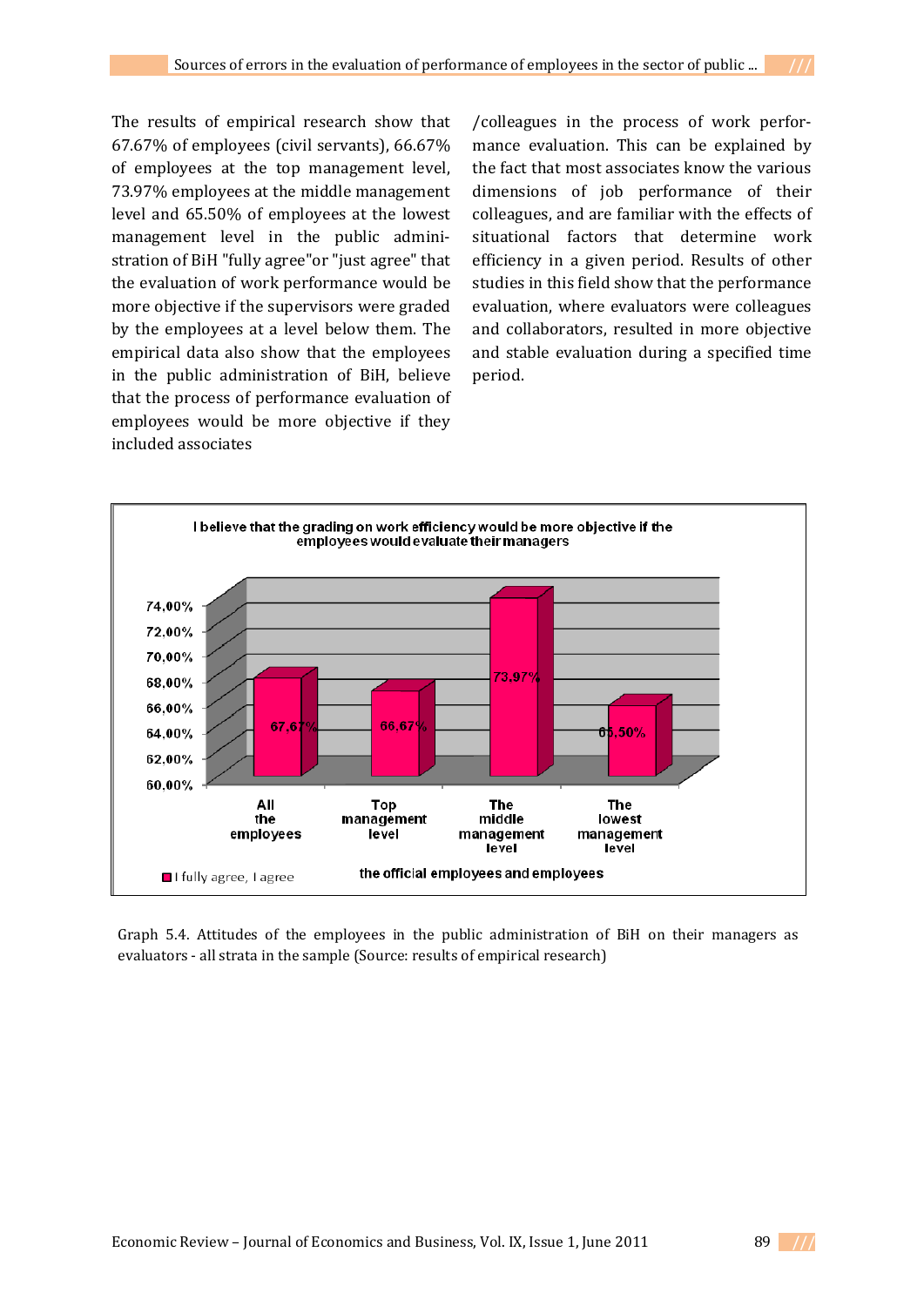The results of empirical research show that 67.67% of employees (civil servants), 66.67% of employees at the top management level, 73.97% employees at the middle management level and 65.50% of employees at the lowest management level in the public administration of BiH "fully agree"or "just agree" that the evaluation of work performance would be more objective if the supervisors were graded by the employees at a level below them. The empirical data also show that the employees in the public administration of BiH, believe that the process of performance evaluation of employees would be more objective if they included associates /colleagues in the process of work performance evaluation. This can be explained by the fact that most associates know the various dimensions of job performance of their colleagues, and are familiar with the effects of situational factors that determine work efficiency in a given period. Results of other studies in this field show that the performance evaluation, where evaluators were colleagues and collaborators, resulted in more objective and stable evaluation during a specified time period.

I believe that the grading on work efficiency would be more objective if the employees would evaluate their managers

| the official employees and employees | I fully agree, I agree |
|---|---|
| All the employees | 67,67% |
| Top management level | 66,67% |
| The middle management level | 73,97% |
| The lowest management level | 65,50% |

Graph 5.4. Attitudes of the employees in the public administration of BiH on their managers as evaluators - all strata in the sample (Source: results of empirical research)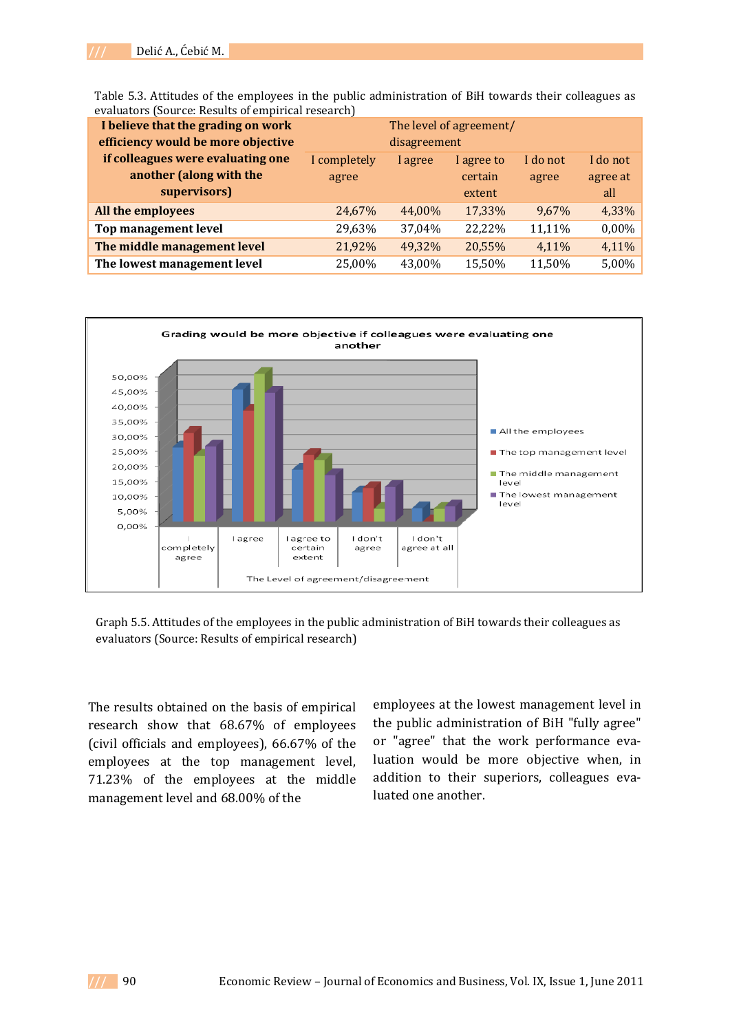Table 5.3. Attitudes of the employees in the public administration of BiH towards their colleagues as evaluators (Source: Results of empirical research)

| I believe that the grading on work efficiency would be more objective if colleagues were evaluating one another (along with the supervisors) | The level of agreement/ disagreement | | | | |
|---|---|---|---|---|---|
| | I completely agree | I agree | I agree to certain extent | I do not agree | I do not agree at all |
| **All the employees** | 24,67% | 44,00% | 17,33% | 9,67% | 4,33% |
| **Top management level** | 29,63% | 37,04% | 22,22% | 11,11% | 0,00% |
| **The middle management level** | 21,92% | 49,32% | 20,55% | 4,11% | 4,11% |
| **The lowest management level** | 25,00% | 43,00% | 15,50% | 11,50% | 5,00% |

Graph 5.5. Attitudes of the employees in the public administration of BiH towards their colleagues as evaluators (Source: Results of empirical research)

The results obtained on the basis of empirical research show that 68.67% of employees (civil officials and employees), 66.67% of the employees at the top management level, 71.23% of the employees at the middle management level and 68.00% of the employees at the lowest management level in the public administration of BiH "fully agree" or "agree" that the work performance evaluation would be more objective when, in addition to their superiors, colleagues evaluated one another.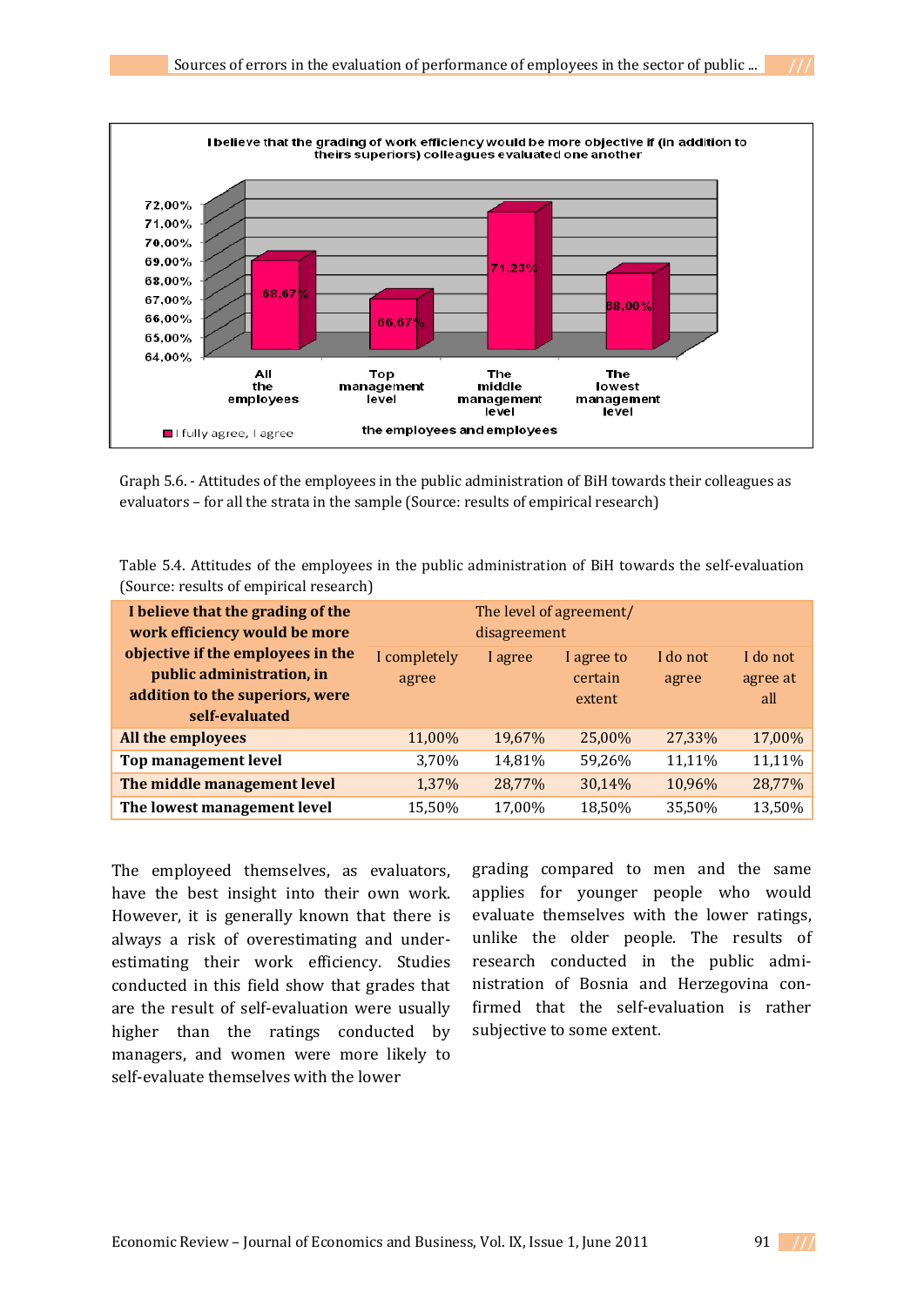Graph 5.6. - Attitudes of the employees in the public administration of BiH towards their colleagues as evaluators – for all the strata in the sample (Source: results of empirical research)

Table 5.4. Attitudes of the employees in the public administration of BiH towards the self-evaluation (Source: results of empirical research)

| I believe that the grading of the work efficiency would be more objective if the employees in the public administration, in addition to the superiors, were self-evaluated | The level of agreement/ disagreement | | | | |
|---|---|---|---|---|---|
| | I completely agree | I agree | I agree to certain extent | I do not agree | I do not agree at all |
| **All the employees** | 11,00% | 19,67% | 25,00% | 27,33% | 17,00% |
| **Top management level** | 3,70% | 14,81% | 59,26% | 11,11% | 11,11% |
| **The middle management level** | 1,37% | 28,77% | 30,14% | 10,96% | 28,77% |
| **The lowest management level** | 15,50% | 17,00% | 18,50% | 35,50% | 13,50% |

The employeed themselves, as evaluators, have the best insight into their own work. However, it is generally known that there is always a risk of overestimating and under-estimating their work efficiency. Studies conducted in this field show that grades that are the result of self-evaluation were usually higher than the ratings conducted by managers, and women were more likely to self-evaluate themselves with the lower grading compared to men and the same applies for younger people who would evaluate themselves with the lower ratings, unlike the older people. The results of research conducted in the public administration of Bosnia and Herzegovina confirmed that the self-evaluation is rather subjective to some extent.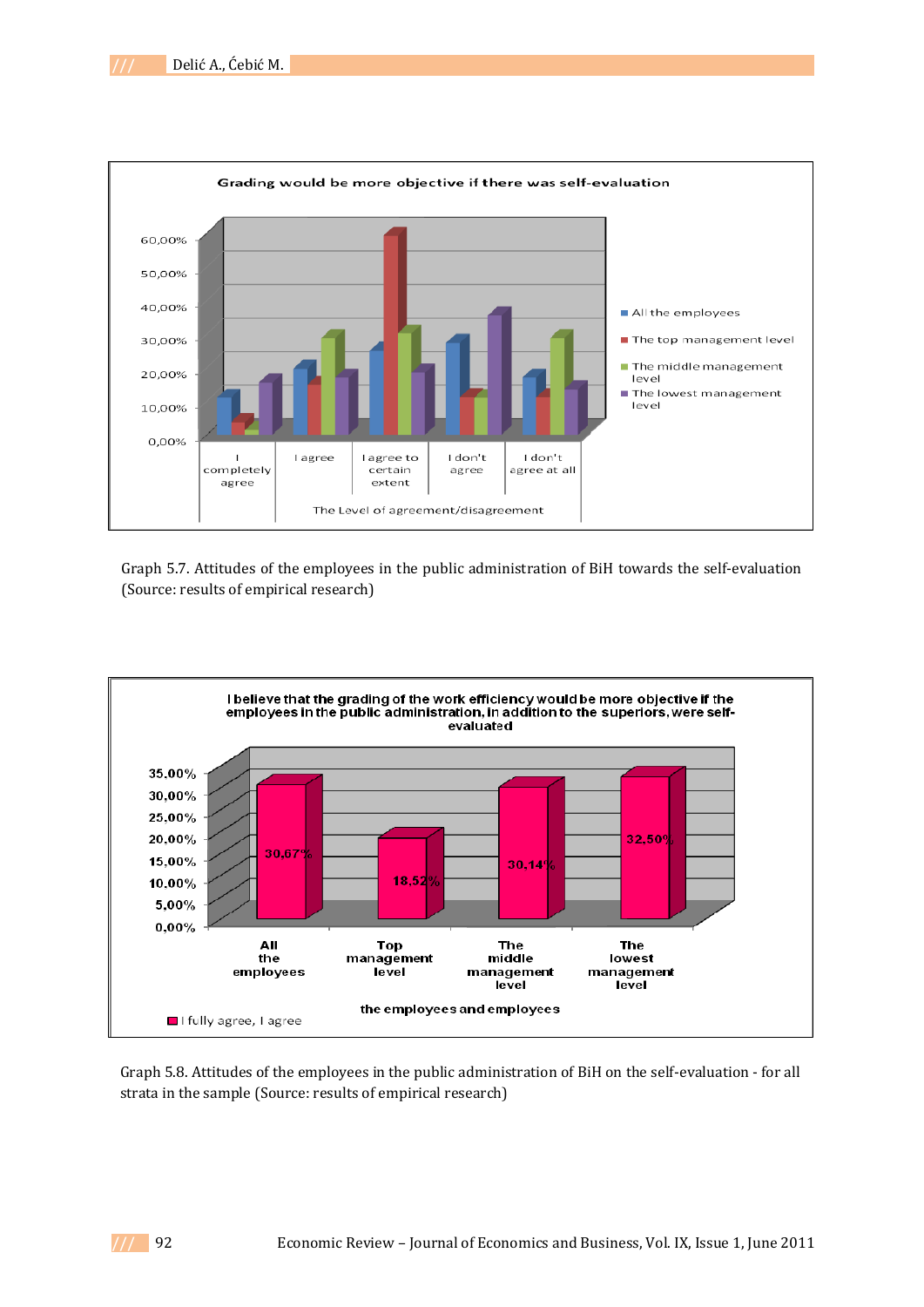Graph 5.7. Attitudes of the employees in the public administration of BiH towards the self-evaluation (Source: results of empirical research)

Graph 5.8. Attitudes of the employees in the public administration of BiH on the self-evaluation - for all strata in the sample (Source: results of empirical research)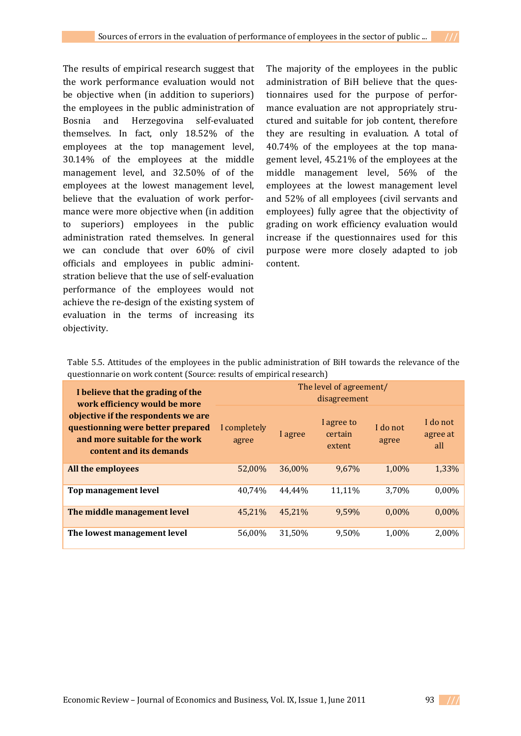The results of empirical research suggest that the work performance evaluation would not be objective when (in addition to superiors) the employees in the public administration of Bosnia and Herzegovina self-evaluated themselves. In fact, only 18.52% of the employees at the top management level, 30.14% of the employees at the middle management level, and 32.50% of of the employees at the lowest management level, believe that the evaluation of work performance were more objective when (in addition to superiors) employees in the public administration rated themselves. In general we can conclude that over 60% of civil officials and employees in public administration believe that the use of self-evaluation performance of the employees would not achieve the re-design of the existing system of evaluation in the terms of increasing its objectivity.

The majority of the employees in the public administration of BiH believe that the questionnaires used for the purpose of performance evaluation are not appropriately structured and suitable for job content, therefore they are resulting in evaluation. A total of 40.74% of the employees at the top management level, 45.21% of the employees at the middle management level, 56% of the employees at the lowest management level and 52% of all employees (civil servants and employees) fully agree that the objectivity of grading on work efficiency evaluation would increase if the questionnaires used for this purpose were more closely adapted to job content.

Table 5.5. Attitudes of the employees in the public administration of BiH towards the relevance of the questionnarie on work content (Source: results of empirical research)

| **I believe that the grading of the work efficiency would be more objective if the respondents we are questionning were better prepared and more suitable for the work content and its demands** | The level of agreement/ disagreement | | | | |
|---|---|---|---|---|---|
| | I completely agree | I agree | I agree to certain extent | I do not agree | I do not agree at all |
| **All the employees** | 52,00% | 36,00% | 9,67% | 1,00% | 1,33% |
| **Top management level** | 40,74% | 44,44% | 11,11% | 3,70% | 0,00% |
| **The middle management level** | 45,21% | 45,21% | 9,59% | 0,00% | 0,00% |
| **The lowest management level** | 56,00% | 31,50% | 9,50% | 1,00% | 2,00% |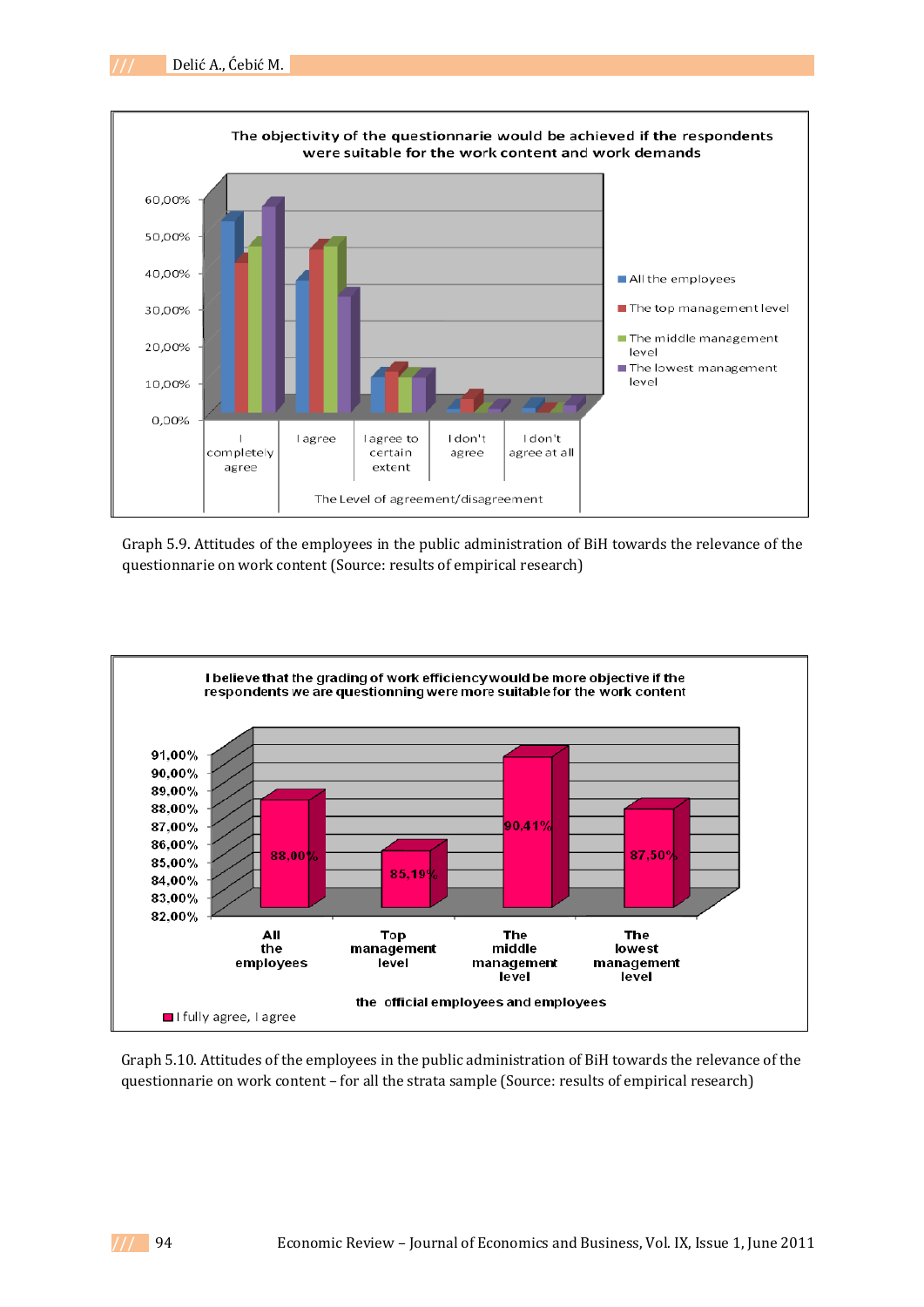Graph 5.9. Attitudes of the employees in the public administration of BiH towards the relevance of the questionnarie on work content (Source: results of empirical research)

Graph 5.10. Attitudes of the employees in the public administration of BiH towards the relevance of the questionnarie on work content – for all the strata sample (Source: results of empirical research)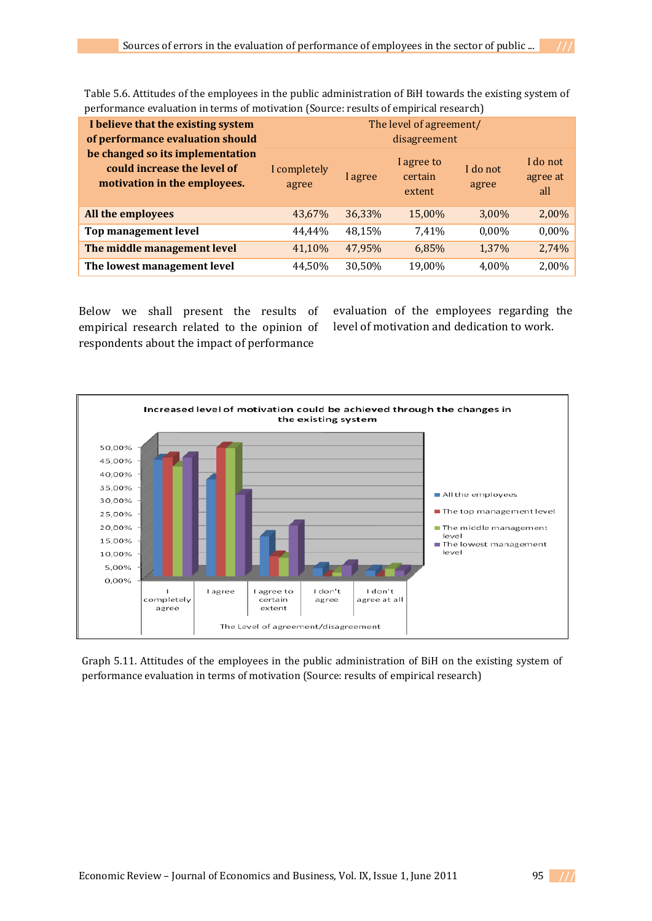Table 5.6. Attitudes of the employees in the public administration of BiH towards the existing system of performance evaluation in terms of motivation (Source: results of empirical research)

| **I believe that the existing system of performance evaluation should be changed so its implementation could increase the level of motivation in the employees.** | The level of agreement/ disagreement | | | | |
|---|---|---|---|---|---|
| | I completely agree | I agree | I agree to certain extent | I do not agree | I do not agree at all |
| **All the employees** | 43,67% | 36,33% | 15,00% | 3,00% | 2,00% |
| **Top management level** | 44,44% | 48,15% | 7,41% | 0,00% | 0,00% |
| **The middle management level** | 41,10% | 47,95% | 6,85% | 1,37% | 2,74% |
| **The lowest management level** | 44,50% | 30,50% | 19,00% | 4,00% | 2,00% |

Below we shall present the results of empirical research related to the opinion of respondents about the impact of performance evaluation of the employees regarding the level of motivation and dedication to work.

Graph 5.11. Attitudes of the employees in the public administration of BiH on the existing system of performance evaluation in terms of motivation (Source: results of empirical research)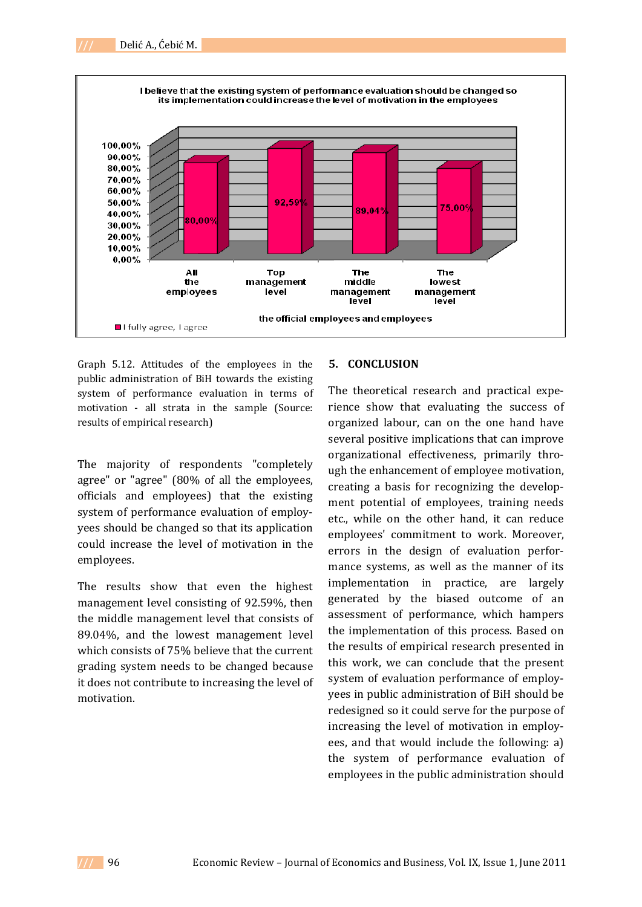Graph 5.12. Attitudes of the employees in the public administration of BiH towards the existing system of performance evaluation in terms of motivation - all strata in the sample (Source: results of empirical research)

The majority of respondents "completely agree" or "agree" (80% of all the employees, officials and employees) that the existing system of performance evaluation of employyees should be changed so that its application could increase the level of motivation in the employees.

The results show that even the highest management level consisting of 92.59%, then the middle management level that consists of 89.04%, and the lowest management level which consists of 75% believe that the current grading system needs to be changed because it does not contribute to increasing the level of motivation.

## 5. CONCLUSION

The theoretical research and practical experience show that evaluating the success of organized labour, can on the one hand have several positive implications that can improve organizational effectiveness, primarily through the enhancement of employee motivation, creating a basis for recognizing the development potential of employees, training needs etc., while on the other hand, it can reduce employees' commitment to work. Moreover, errors in the design of evaluation performance systems, as well as the manner of its implementation in practice, are largely generated by the biased outcome of an assessment of performance, which hampers the implementation of this process. Based on the results of empirical research presented in this work, we can conclude that the present system of evaluation performance of employyees in public administration of BiH should be redesigned so it could serve for the purpose of increasing the level of motivation in employees, and that would include the following: a) the system of performance evaluation of employees in the public administration should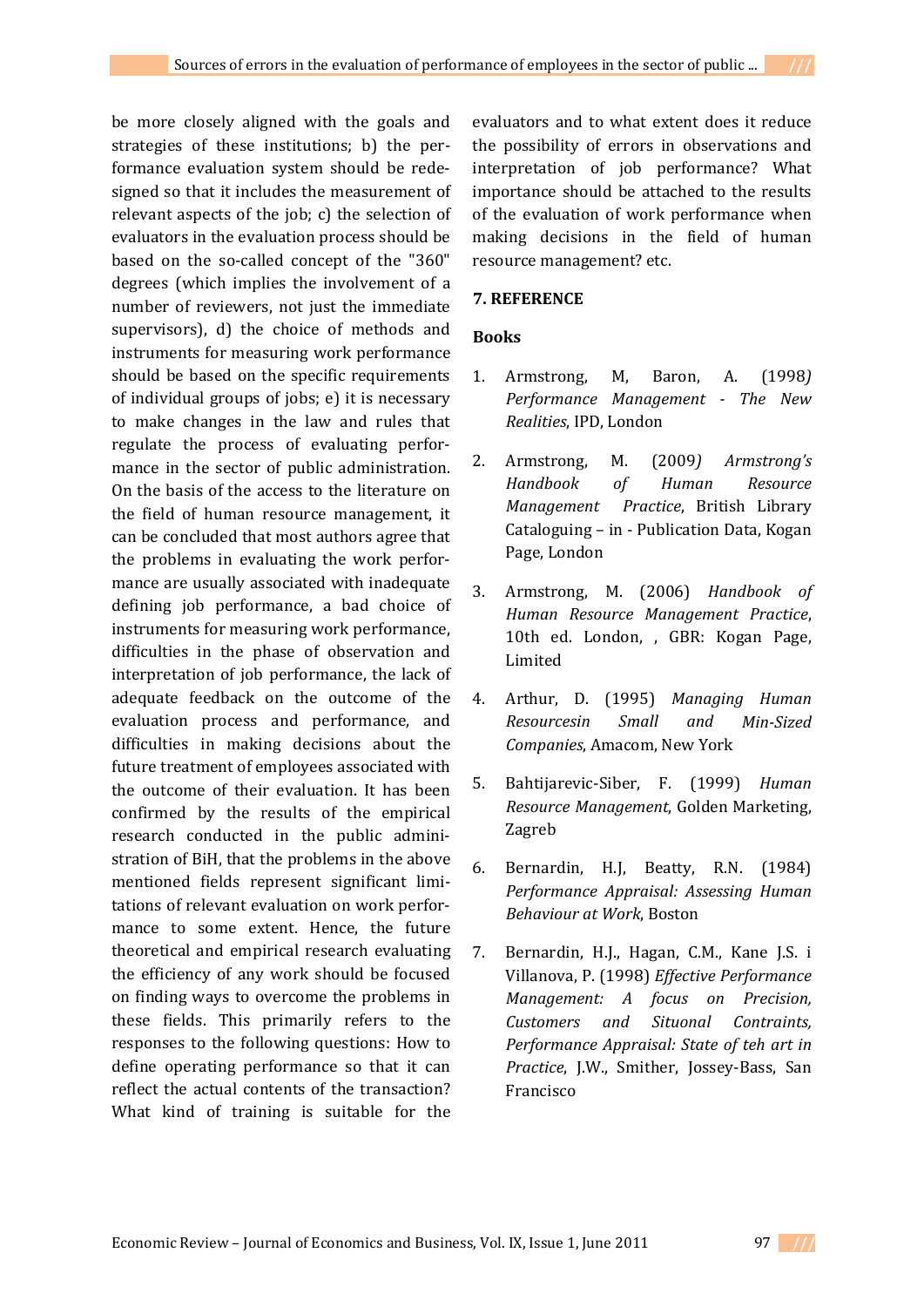be more closely aligned with the goals and strategies of these institutions; b) the performance evaluation system should be redesigned so that it includes the measurement of relevant aspects of the job; c) the selection of evaluators in the evaluation process should be based on the so-called concept of the "360" degrees (which implies the involvement of a number of reviewers, not just the immediate supervisors), d) the choice of methods and instruments for measuring work performance should be based on the specific requirements of individual groups of jobs; e) it is necessary to make changes in the law and rules that regulate the process of evaluating performance in the sector of public administration. On the basis of the access to the literature on the field of human resource management, it can be concluded that most authors agree that the problems in evaluating the work performance are usually associated with inadequate defining job performance, a bad choice of instruments for measuring work performance, difficulties in the phase of observation and interpretation of job performance, the lack of adequate feedback on the outcome of the evaluation process and performance, and difficulties in making decisions about the future treatment of employees associated with the outcome of their evaluation. It has been confirmed by the results of the empirical research conducted in the public administration of BiH, that the problems in the above mentioned fields represent significant limitations of relevant evaluation on work performance to some extent. Hence, the future theoretical and empirical research evaluating the efficiency of any work should be focused on finding ways to overcome the problems in these fields. This primarily refers to the responses to the following questions: How to define operating performance so that it can reflect the actual contents of the transaction? What kind of training is suitable for the evaluators and to what extent does it reduce the possibility of errors in observations and interpretation of job performance? What importance should be attached to the results of the evaluation of work performance when making decisions in the field of human resource management? etc.

## 7. REFERENCE

### Books

1. Armstrong, M, Baron, A. (1998*)* *Performance Management - The New Realities*, IPD, London
2. Armstrong, M. (2009*) Armstrong's Handbook of Human Resource Management Practice*, British Library Cataloguing – in - Publication Data, Kogan Page, London
3. Armstrong, M. (2006) *Handbook of Human Resource Management Practice*, 10th ed. London, , GBR: Kogan Page, Limited
4. Arthur, D. (1995) *Managing Human Resourcesin Small and Min-Sized Companies*, Amacom, New York
5. Bahtijarevic-Siber, F. (1999) *Human Resource Management*, Golden Marketing, Zagreb
6. Bernardin, H.J, Beatty, R.N. (1984) *Performance Appraisal: Assessing Human Behaviour at Work*, Boston
7. Bernardin, H.J., Hagan, C.M., Kane J.S. i Villanova, P. (1998) *Effective Performance Management: A focus on Precision, Customers and Situonal Contraints, Performance Appraisal: State of teh art in Practice*, J.W., Smither, Jossey-Bass, San Francisco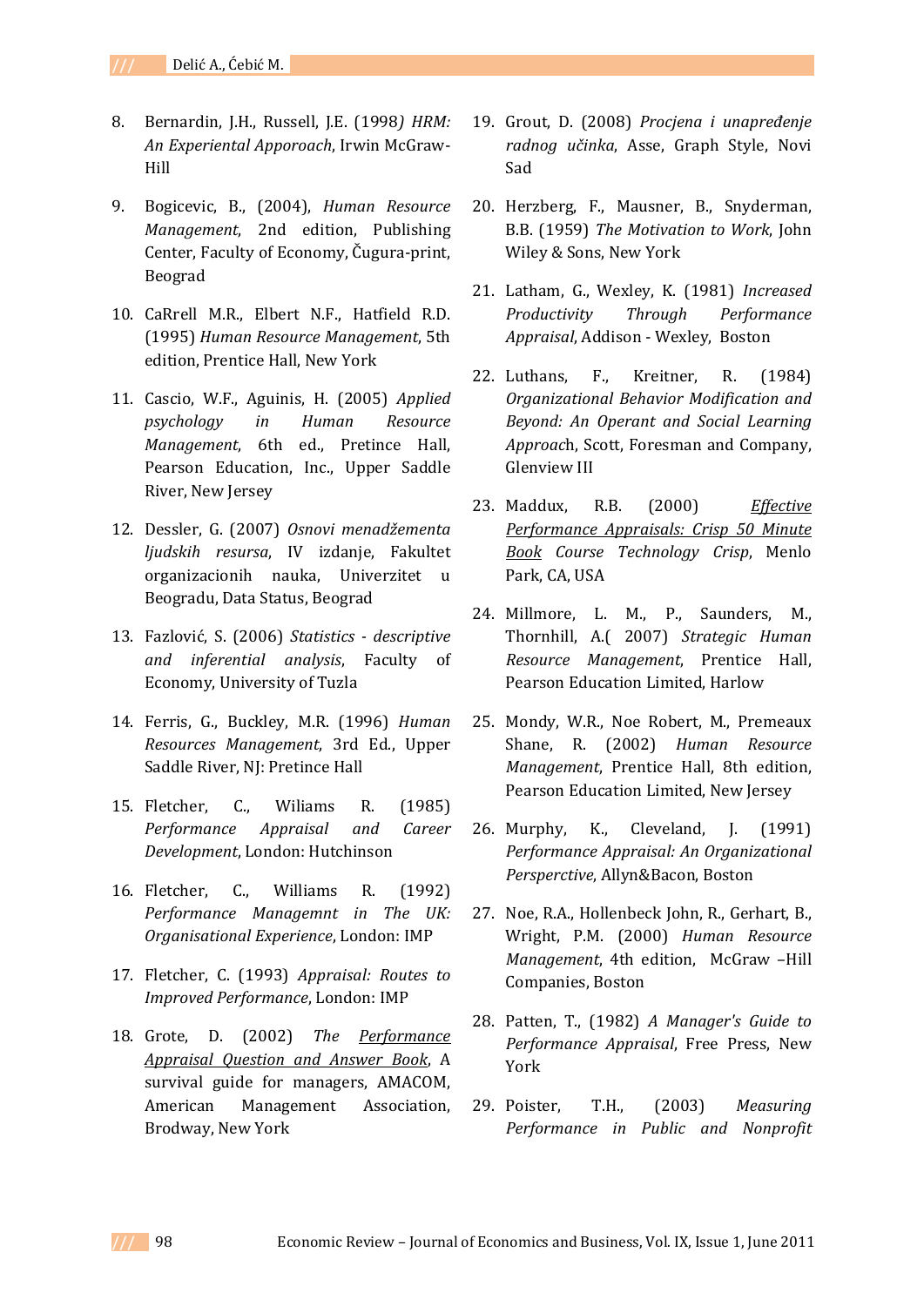8. Bernardin, J.H., Russell, J.E. (1998*) HRM: An Experiental Apporoach*, Irwin McGraw-Hill

9. Bogicevic, B., (2004), *Human Resource Management*, 2nd edition, Publishing Center, Faculty of Economy, Čugura-print, Beograd

10. CaRrell M.R., Elbert N.F., Hatfield R.D. (1995) *Human Resource Management*, 5th edition, Prentice Hall, New York

11. Cascio, W.F., Aguinis, H. (2005) *Applied psychology in Human Resource Management*, 6th ed., Pretince Hall, Pearson Education, Inc., Upper Saddle River, New Jersey

12. Dessler, G. (2007) *Osnovi menadžementa ljudskih resursa*, IV izdanje, Fakultet organizacionih nauka, Univerzitet u Beogradu, Data Status, Beograd

13. Fazlović, S. (2006) *Statistics - descriptive and inferential analysis*, Faculty of Economy, University of Tuzla

14. Ferris, G., Buckley, M.R. (1996) *Human Resources Management*, 3rd Ed., Upper Saddle River, NJ: Pretince Hall

15. Fletcher, C., Wiliams R. (1985) *Performance Appraisal and Career Development*, London: Hutchinson

16. Fletcher, C., Williams R. (1992) *Performance Managemnt in The UK: Organisational Experience*, London: IMP

17. Fletcher, C. (1993) *Appraisal: Routes to Improved Performance*, London: IMP

18. Grote, D. (2002) *The Performance Appraisal Question and Answer Book*, A survival guide for managers, AMACOM, American Management Association, Brodway, New York

19. Grout, D. (2008) *Procjena i unapređenje radnog učinka*, Asse, Graph Style, Novi Sad

20. Herzberg, F., Mausner, B., Snyderman, B.B. (1959) *The Motivation to Work*, John Wiley & Sons, New York

21. Latham, G., Wexley, K. (1981) *Increased Productivity Through Performance Appraisal*, Addison - Wexley, Boston

22. Luthans, F., Kreitner, R. (1984) *Organizational Behavior Modification and Beyond: An Operant and Social Learning Approac*h, Scott, Foresman and Company, Glenview III

23. Maddux, R.B. (2000) *Effective Performance Appraisals: Crisp 50 Minute Book Course Technology Crisp*, Menlo Park, CA, USA

24. Millmore, L. M., P., Saunders, M., Thornhill, A.( 2007) *Strategic Human Resource Management*, Prentice Hall, Pearson Education Limited, Harlow

25. Mondy, W.R., Noe Robert, M., Premeaux Shane, R. (2002) *Human Resource Management*, Prentice Hall, 8th edition, Pearson Education Limited, New Jersey

26. Murphy, K., Cleveland, J. (1991) *Performance Appraisal: An Organizational Persperctive*, Allyn&Bacon, Boston

27. Noe, R.A., Hollenbeck John, R., Gerhart, B., Wright, P.M. (2000) *Human Resource Management*, 4th edition, McGraw –Hill Companies, Boston

28. Patten, T., (1982) *A Manager's Guide to Performance Appraisal*, Free Press, New York

29. Poister, T.H., (2003) *Measuring Performance in Public and Nonprofit*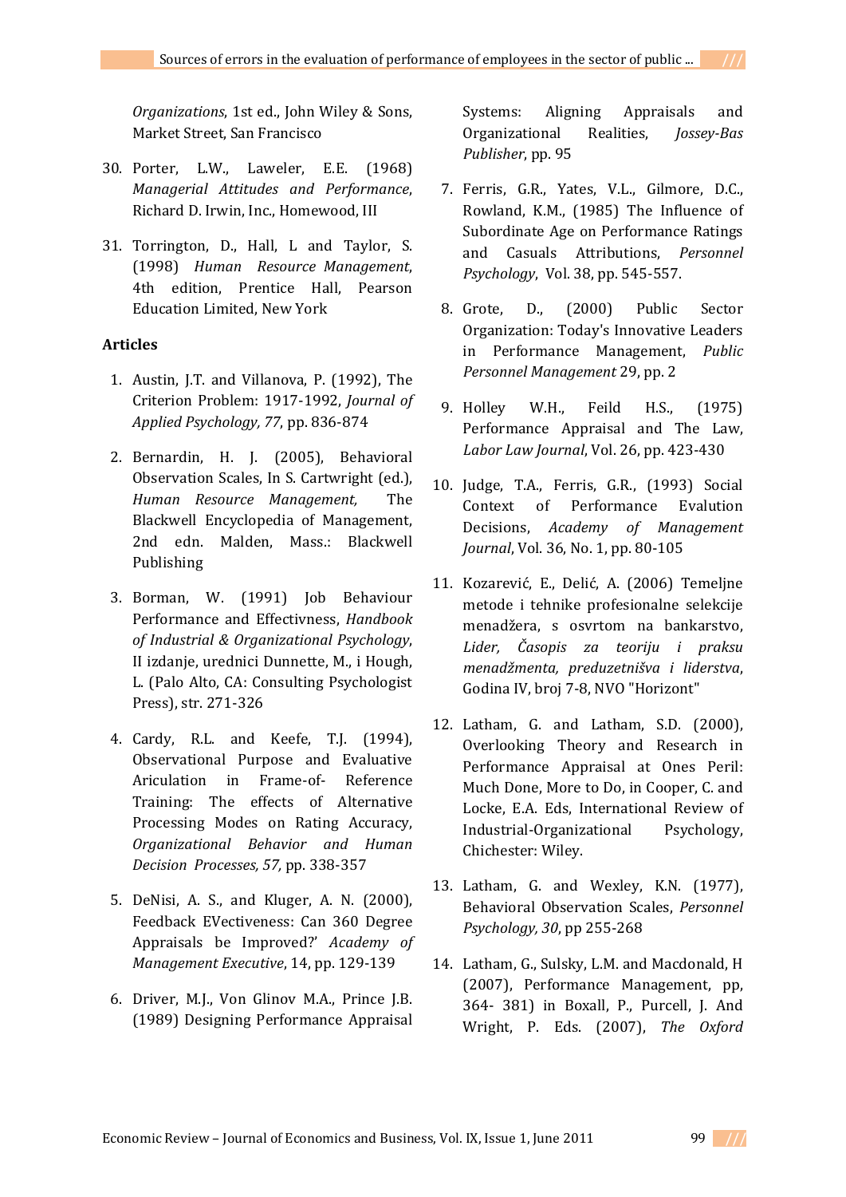*Organizations*, 1st ed., John Wiley & Sons, Market Street, San Francisco

30. Porter, L.W., Laweler, E.E. (1968) *Managerial Attitudes and Performance*, Richard D. Irwin, Inc., Homewood, III

31. Torrington, D., Hall, L and Taylor, S. (1998) *Human Resource Management*, 4th edition, Prentice Hall, Pearson Education Limited, New York

**Articles**

1. Austin, J.T. and Villanova, P. (1992), The Criterion Problem: 1917-1992, *Journal of Applied Psychology, 77*, pp. 836-874

2. Bernardin, H. J. (2005), Behavioral Observation Scales, In S. Cartwright (ed.), *Human Resource Management,* The Blackwell Encyclopedia of Management, 2nd edn. Malden, Mass.: Blackwell Publishing

3. Borman, W. (1991) Job Behaviour Performance and Effectivness, *Handbook of Industrial & Organizational Psychology*, II izdanje, urednici Dunnette, M., i Hough, L. (Palo Alto, CA: Consulting Psychologist Press), str. 271-326

4. Cardy, R.L. and Keefe, T.J. (1994), Observational Purpose and Evaluative Ariculation in Frame-of- Reference Training: The effects of Alternative Processing Modes on Rating Accuracy, *Organizational Behavior and Human Decision Processes, 57,* pp. 338-357

5. DeNisi, A. S., and Kluger, A. N. (2000), Feedback EVectiveness: Can 360 Degree Appraisals be Improved?' *Academy of Management Executive*, 14, pp. 129-139

6. Driver, M.J., Von Glinov M.A., Prince J.B. (1989) Designing Performance Appraisal Systems: Aligning Appraisals and Organizational Realities, *Jossey-Bas Publisher*, pp. 95

7. Ferris, G.R., Yates, V.L., Gilmore, D.C., Rowland, K.M., (1985) The Influence of Subordinate Age on Performance Ratings and Casuals Attributions, *Personnel Psychology*, Vol. 38, pp. 545-557.

8. Grote, D., (2000) Public Sector Organization: Today's Innovative Leaders in Performance Management, *Public Personnel Management* 29, pp. 2

9. Holley W.H., Feild H.S., (1975) Performance Appraisal and The Law, *Labor Law Journal*, Vol. 26, pp. 423-430

10. Judge, T.A., Ferris, G.R., (1993) Social Context of Performance Evalution Decisions, *Academy of Management Journal*, Vol. 36, No. 1, pp. 80-105

11. Kozarević, E., Delić, A. (2006) Temeljne metode i tehnike profesionalne selekcije menadžera, s osvrtom na bankarstvo, *Lider, Časopis za teoriju i praksu menadžmenta, preduzetništva i liderstva*, Godina IV, broj 7-8, NVO "Horizont"

12. Latham, G. and Latham, S.D. (2000), Overlooking Theory and Research in Performance Appraisal at Ones Peril: Much Done, More to Do, in Cooper, C. and Locke, E.A. Eds, International Review of Industrial-Organizational Psychology, Chichester: Wiley.

13. Latham, G. and Wexley, K.N. (1977), Behavioral Observation Scales, *Personnel Psychology, 30*, pp 255-268

14. Latham, G., Sulsky, L.M. and Macdonald, H (2007), Performance Management, pp, 364- 381) in Boxall, P., Purcell, J. And Wright, P. Eds. (2007), *The Oxford*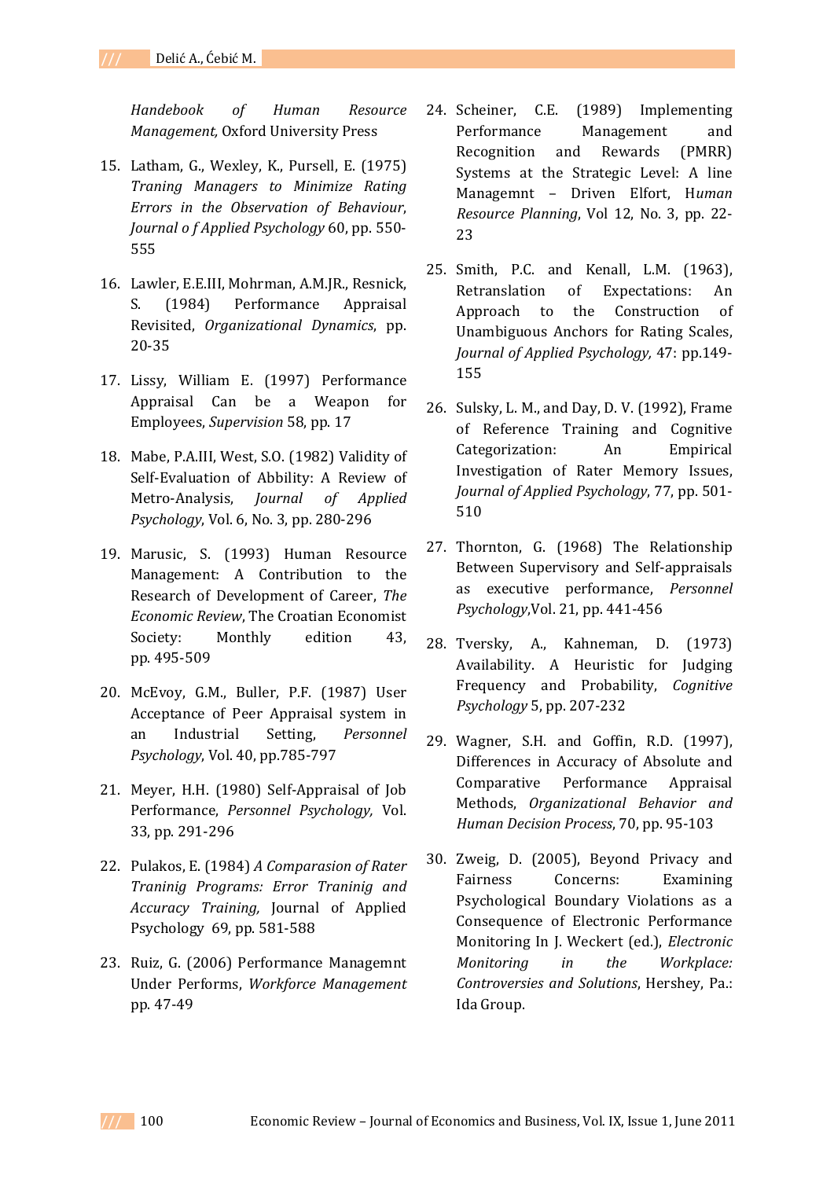*Handebook of Human Resource Management,* Oxford University Press

15. Latham, G., Wexley, K., Pursell, E. (1975) *Traning Managers to Minimize Rating Errors in the Observation of Behaviour*, *Journal o f Applied Psychology* 60, pp. 550-555

16. Lawler, E.E.III, Mohrman, A.M.JR., Resnick, S. (1984) Performance Appraisal Revisited, *Organizational Dynamics*, pp. 20-35

17. Lissy, William E. (1997) Performance Appraisal Can be a Weapon for Employees, *Supervision* 58, pp. 17

18. Mabe, P.A.III, West, S.O. (1982) Validity of Self-Evaluation of Abbility: A Review of Metro-Analysis, *Journal of Applied Psychology*, Vol. 6, No. 3, pp. 280-296

19. Marusic, S. (1993) Human Resource Management: A Contribution to the Research of Development of Career, *The Economic Review*, The Croatian Economist Society: Monthly edition 43, pp. 495-509

20. McEvoy, G.M., Buller, P.F. (1987) User Acceptance of Peer Appraisal system in an Industrial Setting, *Personnel Psychology*, Vol. 40, pp.785-797

21. Meyer, H.H. (1980) Self-Appraisal of Job Performance, *Personnel Psychology,* Vol. 33, pp. 291-296

22. Pulakos, E. (1984) *A Comparasion of Rater Traninig Programs: Error Traninig and Accuracy Training,* Journal of Applied Psychology 69, pp. 581-588

23. Ruiz, G. (2006) Performance Managemnt Under Performs, *Workforce Management* pp. 47-49

24. Scheiner, C.E. (1989) Implementing Performance Management and Recognition and Rewards (PMRR) Systems at the Strategic Level: A line Managemnt – Driven Elfort, H*uman Resource Planning*, Vol 12, No. 3, pp. 22-23

25. Smith, P.C. and Kenall, L.M. (1963), Retranslation of Expectations: An Approach to the Construction of Unambiguous Anchors for Rating Scales, *Journal of Applied Psychology,* 47: pp.149-155

26. Sulsky, L. M., and Day, D. V. (1992), Frame of Reference Training and Cognitive Categorization: An Empirical Investigation of Rater Memory Issues, *Journal of Applied Psychology*, 77, pp. 501-510

27. Thornton, G. (1968) The Relationship Between Supervisory and Self-appraisals as executive performance, *Personnel Psychology*,Vol. 21, pp. 441-456

28. Tversky, A., Kahneman, D. (1973) Availability. A Heuristic for Judging Frequency and Probability, *Cognitive Psychology* 5, pp. 207-232

29. Wagner, S.H. and Goffin, R.D. (1997), Differences in Accuracy of Absolute and Comparative Performance Appraisal Methods, *Organizational Behavior and Human Decision Process*, 70, pp. 95-103

30. Zweig, D. (2005), Beyond Privacy and Fairness Concerns: Examining Psychological Boundary Violations as a Consequence of Electronic Performance Monitoring In J. Weckert (ed.), *Electronic Monitoring in the Workplace: Controversies and Solutions*, Hershey, Pa.: Ida Group.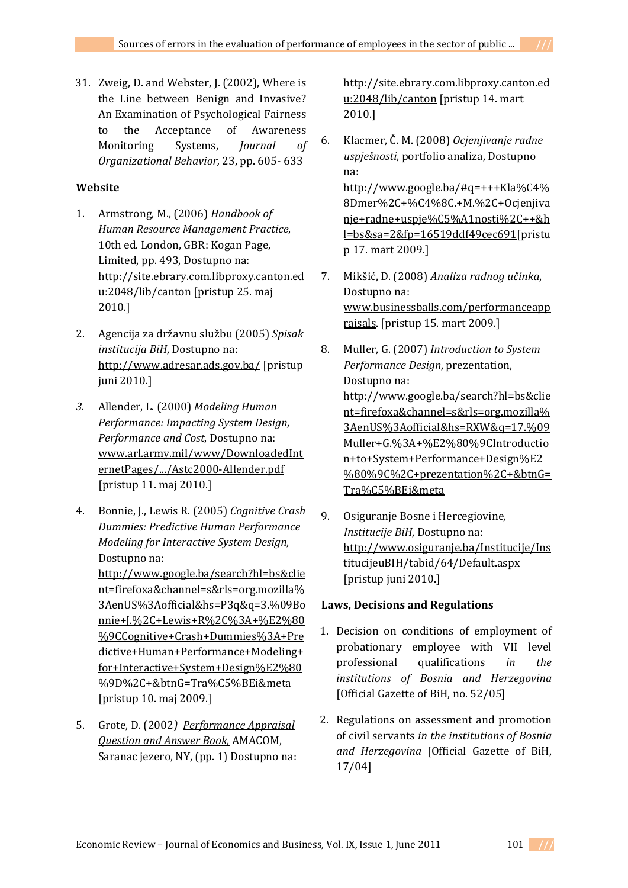31. Zweig, D. and Webster, J. (2002), Where is the Line between Benign and Invasive? An Examination of Psychological Fairness to the Acceptance of Awareness Monitoring Systems, *Journal of Organizational Behavior,* 23, pp. 605- 633

### Website

1. Armstrong, M., (2006) *Handbook of Human Resource Management Practice*, 10th ed. London, GBR: Kogan Page, Limited, pp. 493, Dostupno na: http://site.ebrary.com.libproxy.canton.edu:2048/lib/canton [pristup 25. maj 2010.]

2. Agencija za državnu službu (2005) *Spisak institucija BiH*, Dostupno na: http://www.adresar.ads.gov.ba/ [pristup juni 2010.]

3. Allender, L. (2000) *Modeling Human Performance: Impacting System Design, Performance and Cost*, Dostupno na: www.arl.army.mil/www/DownloadedInternetPages/.../Astc2000-Allender.pdf [pristup 11. maj 2010.]

4. Bonnie, J., Lewis R. (2005) *Cognitive Crash Dummies: Predictive Human Performance Modeling for Interactive System Design*, Dostupno na: http://www.google.ba/search?hl=bs&client=firefoxa&channel=s&rls=org.mozilla%3AenUS%3Aofficial&hs=P3q&q=3.%09Bonnie+J.%2C+Lewis+R%2C%3A+%E2%80%9CCognitive+Crash+Dummies%3A+Predictive+Human+Performance+Modeling+for+Interactive+System+Design%E2%80%9D%2C+&btnG=Tra%C5%BEi&meta [pristup 10. maj 2009.]

5. Grote, D. (2002) *Performance Appraisal Question and Answer Book*, AMACOM, Saranac jezero, NY, (pp. 1) Dostupno na: http://site.ebrary.com.libproxy.canton.edu:2048/lib/canton [pristup 14. mart 2010.]

6. Klacmer, Č. M. (2008) *Ocjenjivanje radne uspješnosti*, portfolio analiza, Dostupno na: http://www.google.ba/#q=+++Kla%C4%8Dmer%2C+%C4%8C.+M.%2C+Ocjenjivanje+radne+uspje%C5%A1nosti%2C++&hl=bs&sa=2&fp=16519ddf49cec691[pristup 17. mart 2009.]

7. Mikšić, D. (2008) *Analiza radnog učinka*, Dostupno na: www.businessballs.com/performanceappraisals. [pristup 15. mart 2009.]

8. Muller, G. (2007) *Introduction to System Performance Design*, prezentation, Dostupno na: http://www.google.ba/search?hl=bs&client=firefoxa&channel=s&rls=org.mozilla%3AenUS%3Aofficial&hs=RXW&q=17.%09Muller+G.%3A+%E2%80%9CIntroduction+to+System+Performance+Design%E2%80%9C%2C+prezentation%2C+&btnG=Tra%C5%BEi&meta

9. Osiguranje Bosne i Hercegiovine, *Institucije BiH*, Dostupno na: http://www.osiguranje.ba/Institucije/InstitucijeuBIH/tabid/64/Default.aspx [pristup juni 2010.]

### Laws, Decisions and Regulations

1. Decision on conditions of employment of probationary employee with VII level professional qualifications *in the institutions of Bosnia and Herzegovina* [Official Gazette of BiH, no. 52/05]

2. Regulations on assessment and promotion of civil servants *in the institutions of Bosnia and Herzegovina* [Official Gazette of BiH, 17/04]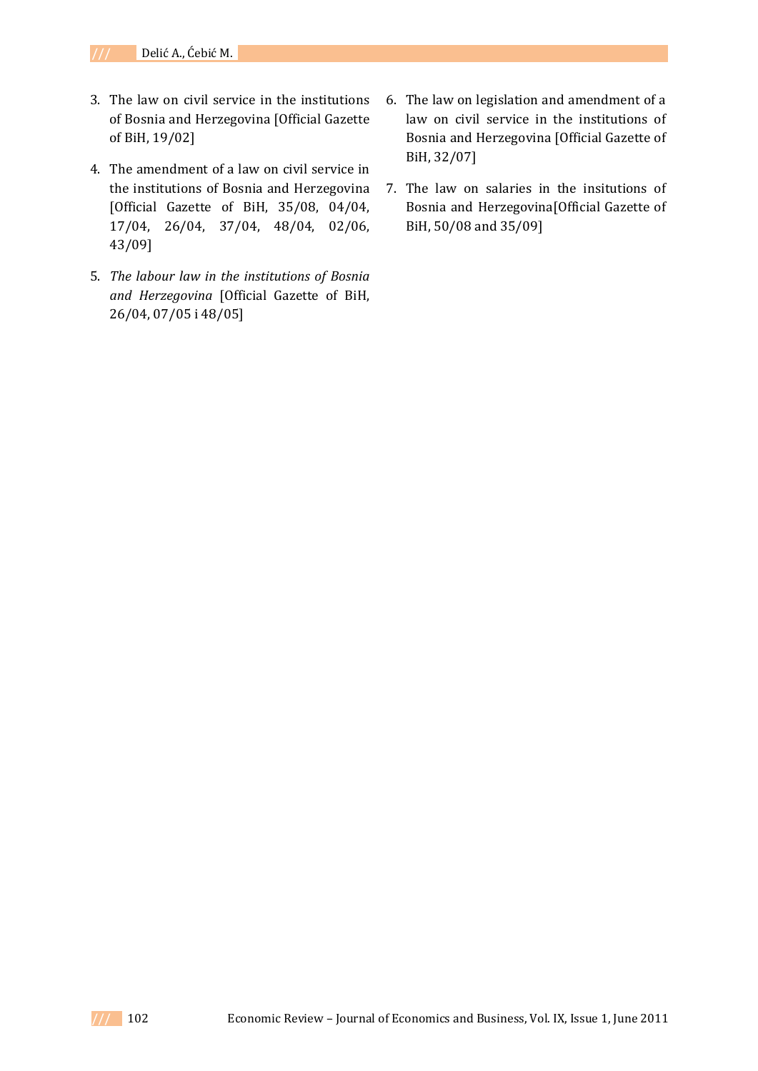3. The law on civil service in the institutions of Bosnia and Herzegovina [Official Gazette of BiH, 19/02]

4. The amendment of a law on civil service in the institutions of Bosnia and Herzegovina [Official Gazette of BiH, 35/08, 04/04, 17/04, 26/04, 37/04, 48/04, 02/06, 43/09]

5. *The labour law in the institutions of Bosnia and Herzegovina* [Official Gazette of BiH, 26/04, 07/05 i 48/05]

6. The law on legislation and amendment of a law on civil service in the institutions of Bosnia and Herzegovina [Official Gazette of BiH, 32/07]

7. The law on salaries in the insitutions of Bosnia and Herzegovina[Official Gazette of BiH, 50/08 and 35/09]